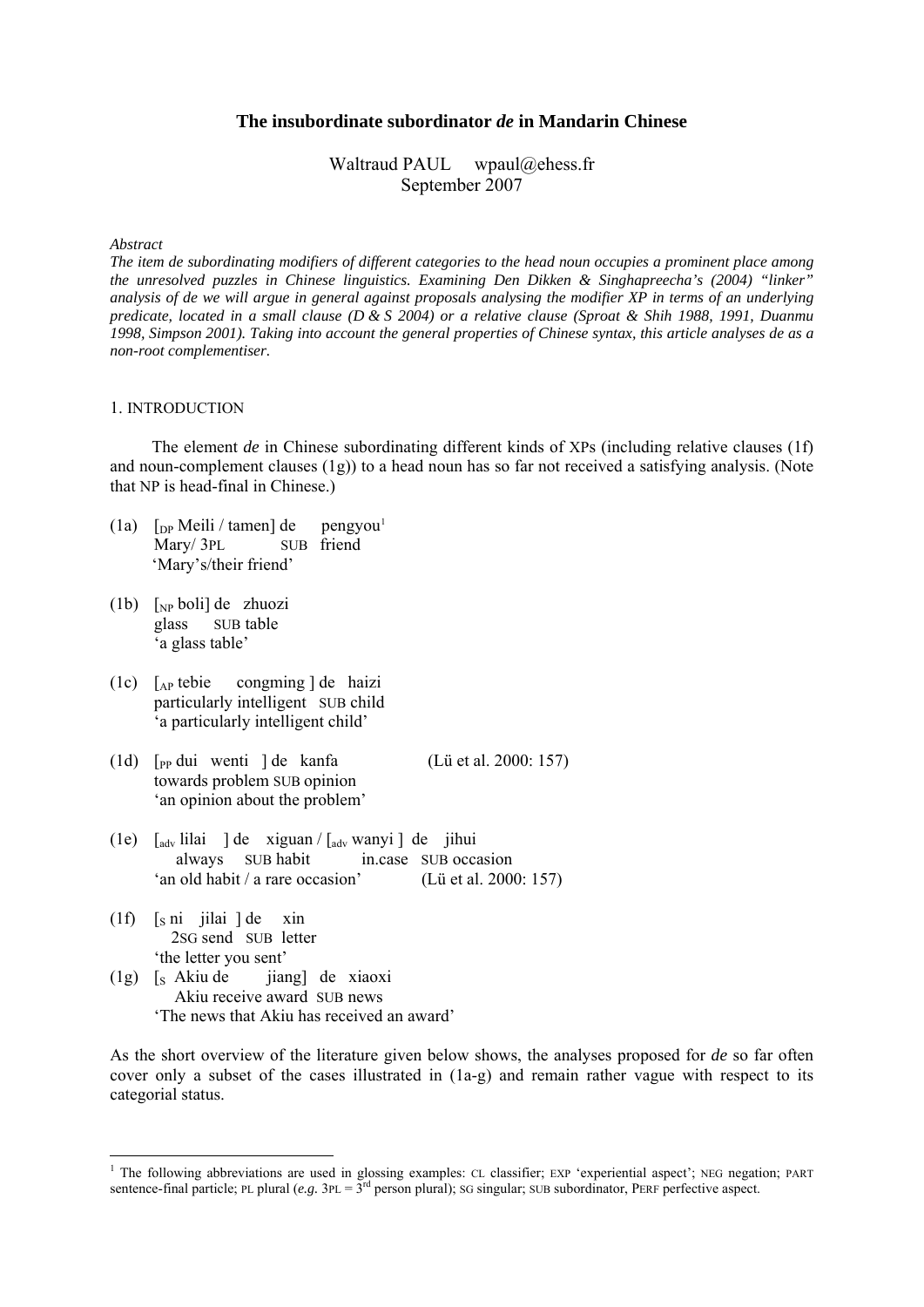# The insubordinate subordinator *de* in Mandarin Chinese

Waltraud PAUL wpaul@ehess.fr
September 2007

*Abstract*

***The item de subordinating modifiers of different categories to the head noun occupies a prominent place among the unresolved puzzles in Chinese linguistics. Examining Den Dikken & Singhapreecha's (2004) "linker" analysis of de we will argue in general against proposals analysing the modifier XP in terms of an underlying predicate, located in a small clause (D & S 2004) or a relative clause (Sproat & Shih 1988, 1991, Duanmu 1998, Simpson 2001). Taking into account the general properties of Chinese syntax, this article analyses de as a non-root complementiser.***

## 1. INTRODUCTION

The element *de* in Chinese subordinating different kinds of XPs (including relative clauses (1f) and noun-complement clauses (1g)) to a head noun has so far not received a satisfying analysis. (Note that NP is head-final in Chinese.)

(1a) [$_{DP}$ Meili / tamen] de pengyou[1]
Mary/ 3PL SUB friend
'Mary's/their friend'

(1b) [$_{NP}$ boli] de zhuozi
glass SUB table
'a glass table'

(1c) [$_{AP}$ tebie congming ] de haizi
particularly intelligent SUB child
'a particularly intelligent child'

(1d) [$_{PP}$ dui wenti ] de kanfa (Lü et al. 2000: 157)
towards problem SUB opinion
'an opinion about the problem'

(1e) [$_{adv}$ lilai ] de xiguan / [$_{adv}$ wanyi ] de jihui
always SUB habit in.case SUB occasion
'an old habit / a rare occasion' (Lü et al. 2000: 157)

(1f) [$_{S}$ ni jilai ] de xin
2SG send SUB letter
'the letter you sent'

(1g) [$_{S}$ Akiu de jiang] de xiaoxi
Akiu receive award SUB news
'The news that Akiu has received an award'

As the short overview of the literature given below shows, the analyses proposed for *de* so far often cover only a subset of the cases illustrated in (1a-g) and remain rather vague with respect to its categorial status.

---

[1] The following abbreviations are used in glossing examples: CL classifier; EXP 'experiential aspect'; NEG negation; PART sentence-final particle; PL plural (*e.g.* 3PL = 3rd person plural); SG singular; SUB subordinator, PERF perfective aspect.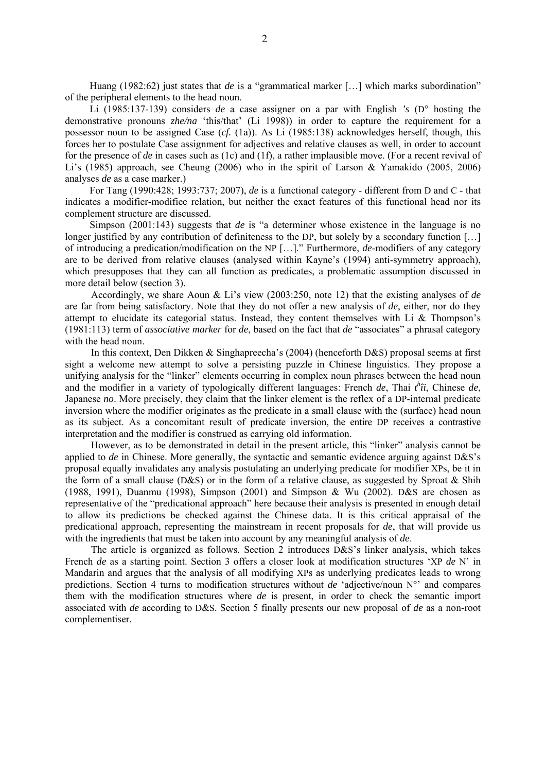Huang (1982:62) just states that *de* is a "grammatical marker […] which marks subordination" of the peripheral elements to the head noun.

Li (1985:137-139) considers *de* a case assigner on a par with English *'s* (D° hosting the demonstrative pronouns *zhe/na* 'this/that' (Li 1998)) in order to capture the requirement for a possessor noun to be assigned Case (*cf.* (1a)). As Li (1985:138) acknowledges herself, though, this forces her to postulate Case assignment for adjectives and relative clauses as well, in order to account for the presence of *de* in cases such as (1c) and (1f), a rather implausible move. (For a recent revival of Li's (1985) approach, see Cheung (2006) who in the spirit of Larson & Yamakido (2005, 2006) analyses *de* as a case marker.)

For Tang (1990:428; 1993:737; 2007), *de* is a functional category - different from D and C - that indicates a modifier-modifiee relation, but neither the exact features of this functional head nor its complement structure are discussed.

Simpson (2001:143) suggests that *de* is "a determiner whose existence in the language is no longer justified by any contribution of definiteness to the DP, but solely by a secondary function […] of introducing a predication/modification on the NP […]." Furthermore, *de*-modifiers of any category are to be derived from relative clauses (analysed within Kayne's (1994) anti-symmetry approach), which presupposes that they can all function as predicates, a problematic assumption discussed in more detail below (section 3).

Accordingly, we share Aoun & Li's view (2003:250, note 12) that the existing analyses of *de* are far from being satisfactory. Note that they do not offer a new analysis of *de*, either, nor do they attempt to elucidate its categorial status. Instead, they content themselves with Li & Thompson's (1981:113) term of *associative marker* for *de*, based on the fact that *de* "associates" a phrasal category with the head noun.

In this context, Den Dikken & Singhapreecha's (2004) (henceforth D&S) proposal seems at first sight a welcome new attempt to solve a persisting puzzle in Chinese linguistics. They propose a unifying analysis for the "linker" elements occurring in complex noun phrases between the head noun and the modifier in a variety of typologically different languages: French *de*, Thai *tʰîi*, Chinese *de*, Japanese *no*. More precisely, they claim that the linker element is the reflex of a DP-internal predicate inversion where the modifier originates as the predicate in a small clause with the (surface) head noun as its subject. As a concomitant result of predicate inversion, the entire DP receives a contrastive interpretation and the modifier is construed as carrying old information.

However, as to be demonstrated in detail in the present article, this "linker" analysis cannot be applied to *de* in Chinese. More generally, the syntactic and semantic evidence arguing against D&S's proposal equally invalidates any analysis postulating an underlying predicate for modifier XPs, be it in the form of a small clause (D&S) or in the form of a relative clause, as suggested by Sproat & Shih (1988, 1991), Duanmu (1998), Simpson (2001) and Simpson & Wu (2002). D&S are chosen as representative of the "predicational approach" here because their analysis is presented in enough detail to allow its predictions be checked against the Chinese data. It is this critical appraisal of the predicational approach, representing the mainstream in recent proposals for *de*, that will provide us with the ingredients that must be taken into account by any meaningful analysis of *de*.

The article is organized as follows. Section 2 introduces D&S's linker analysis, which takes French *de* as a starting point. Section 3 offers a closer look at modification structures 'XP *de* N' in Mandarin and argues that the analysis of all modifying XPs as underlying predicates leads to wrong predictions. Section 4 turns to modification structures without *de* 'adjective/noun N°' and compares them with the modification structures where *de* is present, in order to check the semantic import associated with *de* according to D&S. Section 5 finally presents our new proposal of *de* as a non-root complementiser.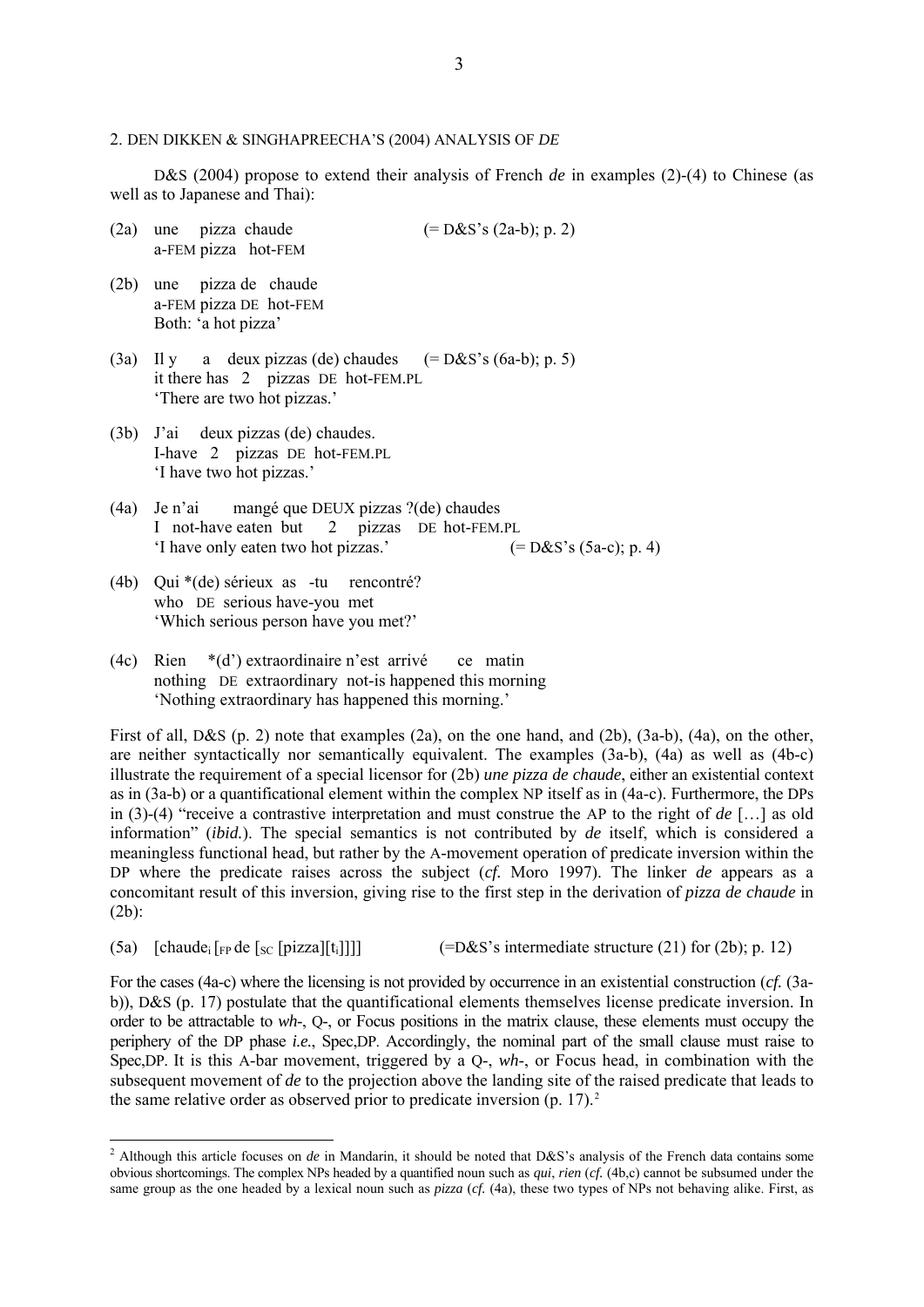## 2. DEN DIKKEN & SINGHAPREECHA'S (2004) ANALYSIS OF *DE*

D&S (2004) propose to extend their analysis of French *de* in examples (2)-(4) to Chinese (as well as to Japanese and Thai):

(2a) une pizza chaude (= D&S's (2a-b); p. 2)
a-FEM pizza hot-FEM

(2b) une pizza de chaude
a-FEM pizza DE hot-FEM
Both: 'a hot pizza'

(3a) Il y a deux pizzas (de) chaudes (= D&S's (6a-b); p. 5)
it there has 2 pizzas DE hot-FEM.PL
'There are two hot pizzas.'

(3b) J'ai deux pizzas (de) chaudes.
I-have 2 pizzas DE hot-FEM.PL
'I have two hot pizzas.'

(4a) Je n'ai mangé que DEUX pizzas ?(de) chaudes
I not-have eaten but 2 pizzas DE hot-FEM.PL
'I have only eaten two hot pizzas.' (= D&S's (5a-c); p. 4)

(4b) Qui *(de) sérieux as -tu rencontré?
who DE serious have-you met
'Which serious person have you met?'

(4c) Rien *(d') extraordinaire n'est arrivé ce matin
nothing DE extraordinary not-is happened this morning
'Nothing extraordinary has happened this morning.'

First of all, D&S (p. 2) note that examples (2a), on the one hand, and (2b), (3a-b), (4a), on the other, are neither syntactically nor semantically equivalent. The examples (3a-b), (4a) as well as (4b-c) illustrate the requirement of a special licensor for (2b) *une pizza de chaude*, either an existential context as in (3a-b) or a quantificational element within the complex NP itself as in (4a-c). Furthermore, the DPs in (3)-(4) "receive a contrastive interpretation and must construe the AP to the right of *de* […] as old information" (*ibid.*). The special semantics is not contributed by *de* itself, which is considered a meaningless functional head, but rather by the A-movement operation of predicate inversion within the DP where the predicate raises across the subject (*cf.* Moro 1997). The linker *de* appears as a concomitant result of this inversion, giving rise to the first step in the derivation of *pizza de chaude* in (2b):

(5a) [$\text{chaude}_i$ [$_{FP}$ de [$_{SC}$ [pizza][$t_i$]]]] (=D&S's intermediate structure (21) for (2b); p. 12)

For the cases (4a-c) where the licensing is not provided by occurrence in an existential construction (*cf.* (3a-b)), D&S (p. 17) postulate that the quantificational elements themselves license predicate inversion. In order to be attractable to *wh*-, Q-, or Focus positions in the matrix clause, these elements must occupy the periphery of the DP phase *i.e.*, Spec,DP. Accordingly, the nominal part of the small clause must raise to Spec,DP. It is this A-bar movement, triggered by a Q-, *wh*-, or Focus head, in combination with the subsequent movement of *de* to the projection above the landing site of the raised predicate that leads to the same relative order as observed prior to predicate inversion (p. 17).[2]

---

[2] Although this article focuses on *de* in Mandarin, it should be noted that D&S's analysis of the French data contains some obvious shortcomings. The complex NPs headed by a quantified noun such as *qui*, *rien* (*cf.* (4b,c) cannot be subsumed under the same group as the one headed by a lexical noun such as *pizza* (*cf.* (4a), these two types of NPs not behaving alike. First, as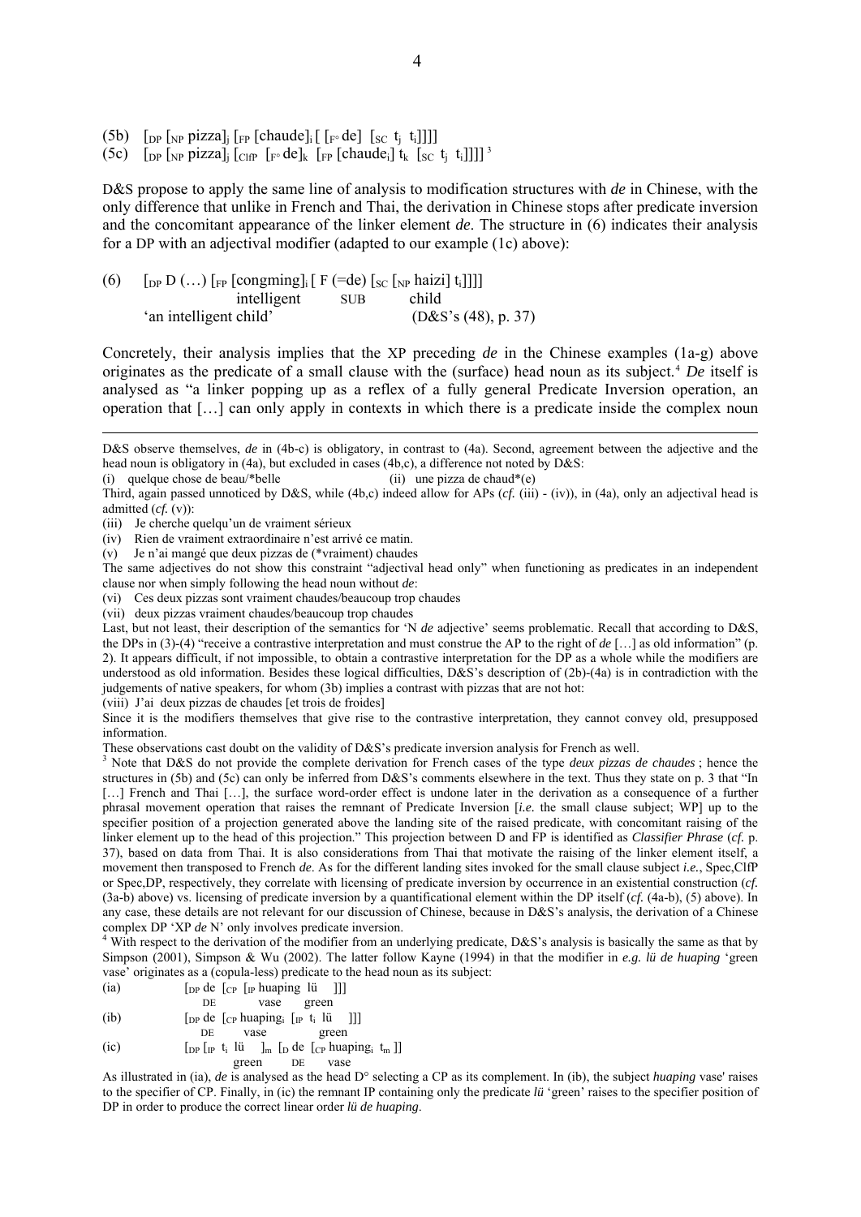(5b) $[_{DP}$ $[_{NP}$ pizza$]_j$ $[_{FP}$ [chaude$]_i$ [ $[_{F°}$ de] $[_{SC}$ $t_j$ $t_i$]]]]

(5c) $[_{DP}$ $[_{NP}$ pizza$]_j$ $[_{ClfP}$ $[_{F°}$ de$]_k$ $[_{FP}$ [chaude$_i$] $t_k$ $[_{SC}$ $t_j$ $t_i$]]]] [3]

D&S propose to apply the same line of analysis to modification structures with *de* in Chinese, with the only difference that unlike in French and Thai, the derivation in Chinese stops after predicate inversion and the concomitant appearance of the linker element *de*. The structure in (6) indicates their analysis for a DP with an adjectival modifier (adapted to our example (1c) above):

(6) $[_{DP}$ D (…) $[_{FP}$ [congming$]_i$ [ F (=de) $[_{SC}$ $[_{NP}$ haizi] $t_i$]]]]
intelligent SUB child
'an intelligent child' (D&S's (48), p. 37)

Concretely, their analysis implies that the XP preceding *de* in the Chinese examples (1a-g) above originates as the predicate of a small clause with the (surface) head noun as its subject.[4] *De* itself is analysed as "a linker popping up as a reflex of a fully general Predicate Inversion operation, an operation that […] can only apply in contexts in which there is a predicate inside the complex noun

---

D&S observe themselves, *de* in (4b-c) is obligatory, in contrast to (4a). Second, agreement between the adjective and the head noun is obligatory in (4a), but excluded in cases (4b,c), a difference not noted by D&S:

(i) quelque chose de beau/*belle (ii) une pizza de chaud*(e)

Third, again passed unnoticed by D&S, while (4b,c) indeed allow for APs (*cf.* (iii) - (iv)), in (4a), only an adjectival head is admitted (*cf.* (v)):

(iii) Je cherche quelqu'un de vraiment sérieux

(iv) Rien de vraiment extraordinaire n'est arrivé ce matin.

(v) Je n'ai mangé que deux pizzas de (*vraiment) chaudes

The same adjectives do not show this constraint "adjectival head only" when functioning as predicates in an independent clause nor when simply following the head noun without *de*:

(vi) Ces deux pizzas sont vraiment chaudes/beaucoup trop chaudes

(vii) deux pizzas vraiment chaudes/beaucoup trop chaudes

Last, but not least, their description of the semantics for 'N *de* adjective' seems problematic. Recall that according to D&S, the DPs in (3)-(4) "receive a contrastive interpretation and must construe the AP to the right of *de* […] as old information" (p. 2). It appears difficult, if not impossible, to obtain a contrastive interpretation for the DP as a whole while the modifiers are understood as old information. Besides these logical difficulties, D&S's description of (2b)-(4a) is in contradiction with the judgements of native speakers, for whom (3b) implies a contrast with pizzas that are not hot:

(viii) J'ai deux pizzas de chaudes [et trois de froides]

Since it is the modifiers themselves that give rise to the contrastive interpretation, they cannot convey old, presupposed information.

These observations cast doubt on the validity of D&S's predicate inversion analysis for French as well.

[3] Note that D&S do not provide the complete derivation for French cases of the type *deux pizzas de chaudes* ; hence the structures in (5b) and (5c) can only be inferred from D&S's comments elsewhere in the text. Thus they state on p. 3 that "In […] French and Thai […], the surface word-order effect is undone later in the derivation as a consequence of a further phrasal movement operation that raises the remnant of Predicate Inversion [*i.e.* the small clause subject; WP] up to the specifier position of a projection generated above the landing site of the raised predicate, with concomitant raising of the linker element up to the head of this projection." This projection between D and FP is identified as *Classifier Phrase* (*cf.* p. 37), based on data from Thai. It is also considerations from Thai that motivate the raising of the linker element itself, a movement then transposed to French *de*. As for the different landing sites invoked for the small clause subject *i.e.*, Spec,ClfP or Spec,DP, respectively, they correlate with licensing of predicate inversion by occurrence in an existential construction (*cf.* (3a-b) above) vs. licensing of predicate inversion by a quantificational element within the DP itself (*cf.* (4a-b), (5) above). In any case, these details are not relevant for our discussion of Chinese, because in D&S's analysis, the derivation of a Chinese complex DP 'XP *de* N' only involves predicate inversion.

[4] With respect to the derivation of the modifier from an underlying predicate, D&S's analysis is basically the same as that by Simpson (2001), Simpson & Wu (2002). The latter follow Kayne (1994) in that the modifier in *e.g. lü de huaping* 'green vase' originates as a (copula-less) predicate to the head noun as its subject:

(ia) $[_{DP}$ de $[_{CP}$ $[_{IP}$ huaping lü ]]]
DE vase green

(ib) $[_{DP}$ de $[_{CP}$ huaping$_i$ $[_{IP}$ $t_i$ lü ]]]
DE vase green

(ic) $[_{DP}$ $[_{IP}$ $t_i$ lü $]_m$ $[_D$ de $[_{CP}$ huaping$_i$ $t_m$ ]]
green DE vase

As illustrated in (ia), *de* is analysed as the head D° selecting a CP as its complement. In (ib), the subject *huaping* vase' raises to the specifier of CP. Finally, in (ic) the remnant IP containing only the predicate *lü* 'green' raises to the specifier position of DP in order to produce the correct linear order *lü de huaping*.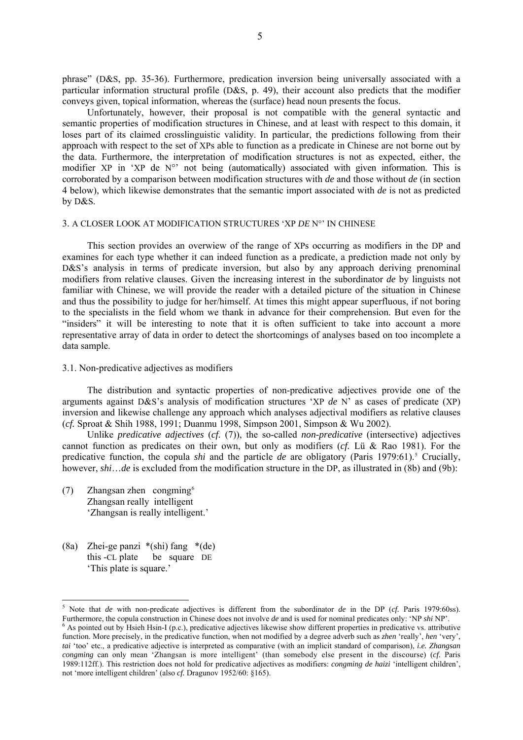phrase" (D&S, pp. 35-36). Furthermore, predication inversion being universally associated with a particular information structural profile (D&S, p. 49), their account also predicts that the modifier conveys given, topical information, whereas the (surface) head noun presents the focus.

Unfortunately, however, their proposal is not compatible with the general syntactic and semantic properties of modification structures in Chinese, and at least with respect to this domain, it loses part of its claimed crosslinguistic validity. In particular, the predictions following from their approach with respect to the set of XPs able to function as a predicate in Chinese are not borne out by the data. Furthermore, the interpretation of modification structures is not as expected, either, the modifier XP in 'XP de N°' not being (automatically) associated with given information. This is corroborated by a comparison between modification structures with *de* and those without *de* (in section 4 below), which likewise demonstrates that the semantic import associated with *de* is not as predicted by D&S.

## 3. A CLOSER LOOK AT MODIFICATION STRUCTURES 'XP *DE* N°' IN CHINESE

This section provides an overview of the range of XPs occurring as modifiers in the DP and examines for each type whether it can indeed function as a predicate, a prediction made not only by D&S's analysis in terms of predicate inversion, but also by any approach deriving prenominal modifiers from relative clauses. Given the increasing interest in the subordinator *de* by linguists not familiar with Chinese, we will provide the reader with a detailed picture of the situation in Chinese and thus the possibility to judge for her/himself. At times this might appear superfluous, if not boring to the specialists in the field whom we thank in advance for their comprehension. But even for the "insiders" it will be interesting to note that it is often sufficient to take into account a more representative array of data in order to detect the shortcomings of analyses based on too incomplete a data sample.

### 3.1. Non-predicative adjectives as modifiers

The distribution and syntactic properties of non-predicative adjectives provide one of the arguments against D&S's analysis of modification structures 'XP *de* N' as cases of predicate (XP) inversion and likewise challenge any approach which analyses adjectival modifiers as relative clauses (*cf.* Sproat & Shih 1988, 1991; Duanmu 1998, Simpson 2001, Simpson & Wu 2002).

Unlike *predicative adjectives* (*cf.* (7)), the so-called *non-predicative* (intersective) adjectives cannot function as predicates on their own, but only as modifiers (*cf.* Lü & Rao 1981). For the predicative function, the copula *shi* and the particle *de* are obligatory (Paris 1979:61).[5] Crucially, however, *shi*…*de* is excluded from the modification structure in the DP, as illustrated in (8b) and (9b):

(7) Zhangsan zhen congming[6]
Zhangsan really intelligent
'Zhangsan is really intelligent.'

(8a) Zhei-ge panzi *(shi) fang *(de)
this -CL plate be square DE
'This plate is square.'

---

[5] Note that *de* with non-predicate adjectives is different from the subordinator *de* in the DP (*cf.* Paris 1979:60ss). Furthermore, the copula construction in Chinese does not involve *de* and is used for nominal predicates only: 'NP *shi* NP'.

[6] As pointed out by Hsieh Hsin-I (p.c.), predicative adjectives likewise show different properties in predicative vs. attributive function. More precisely, in the predicative function, when not modified by a degree adverb such as *zhen* 'really', *hen* 'very', *tai* 'too' etc., a predicative adjective is interpreted as comparative (with an implicit standard of comparison), *i.e. Zhangsan congming* can only mean 'Zhangsan is more intelligent' (than somebody else present in the discourse) (*cf.* Paris 1989:112ff.). This restriction does not hold for predicative adjectives as modifiers: *congming de haizi* 'intelligent children', not 'more intelligent children' (also *cf.* Dragunov 1952/60: §165).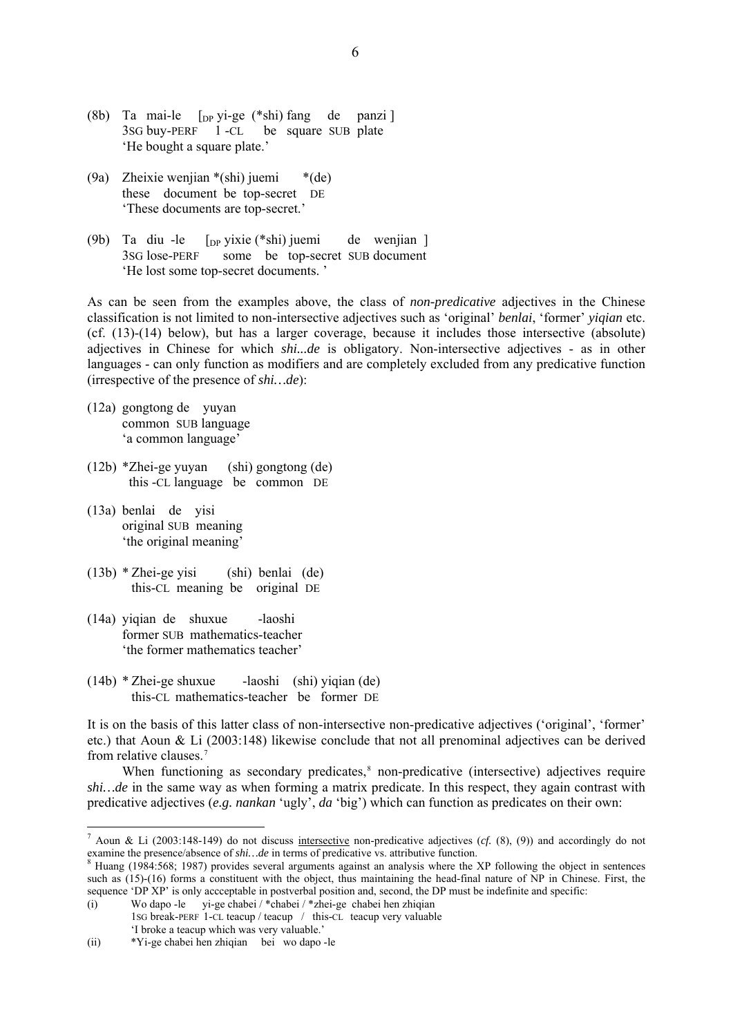(8b) Ta mai-le [$_{DP}$ yi-ge (*shi) fang de panzi ]
     3SG buy-PERF 1 -CL be square SUB plate
     'He bought a square plate.'

(9a) Zheixie wenjian *(shi) juemi *(de)
     these document be top-secret DE
     'These documents are top-secret.'

(9b) Ta diu -le [$_{DP}$ yixie (*shi) juemi de wenjian ]
     3SG lose-PERF some be top-secret SUB document
     'He lost some top-secret documents. '

As can be seen from the examples above, the class of *non-predicative* adjectives in the Chinese classification is not limited to non-intersective adjectives such as 'original' *benlai*, 'former' *yiqian* etc. (cf. (13)-(14) below), but has a larger coverage, because it includes those intersective (absolute) adjectives in Chinese for which *shi...de* is obligatory. Non-intersective adjectives - as in other languages - can only function as modifiers and are completely excluded from any predicative function (irrespective of the presence of *shi…de*):

(12a) gongtong de yuyan
      common SUB language
      'a common language'

(12b) *Zhei-ge yuyan (shi) gongtong (de)
      this -CL language be common DE

(13a) benlai de yisi
      original SUB meaning
      'the original meaning'

(13b) * Zhei-ge yisi (shi) benlai (de)
      this-CL meaning be original DE

(14a) yiqian de shuxue -laoshi
      former SUB mathematics-teacher
      'the former mathematics teacher'

(14b) * Zhei-ge shuxue -laoshi (shi) yiqian (de)
      this-CL mathematics-teacher be former DE

It is on the basis of this latter class of non-intersective non-predicative adjectives ('original', 'former' etc.) that Aoun & Li (2003:148) likewise conclude that not all prenominal adjectives can be derived from relative clauses.[7]

When functioning as secondary predicates,[8] non-predicative (intersective) adjectives require *shi…de* in the same way as when forming a matrix predicate. In this respect, they again contrast with predicative adjectives (*e.g. nankan* 'ugly', *da* 'big') which can function as predicates on their own:

---

[7] Aoun & Li (2003:148-149) do not discuss intersective non-predicative adjectives (*cf.* (8), (9)) and accordingly do not examine the presence/absence of *shi…de* in terms of predicative vs. attributive function.

[8] Huang (1984:568; 1987) provides several arguments against an analysis where the XP following the object in sentences such as (15)-(16) forms a constituent with the object, thus maintaining the head-final nature of NP in Chinese. First, the sequence 'DP XP' is only accceptable in postverbal position and, second, the DP must be indefinite and specific:

(i) Wo dapo -le yi-ge chabei / *chabei / *zhei-ge chabei hen zhiqian
    1SG break-PERF 1-CL teacup / teacup / this-CL teacup very valuable
    'I broke a teacup which was very valuable.'

(ii) *Yi-ge chabei hen zhiqian bei wo dapo -le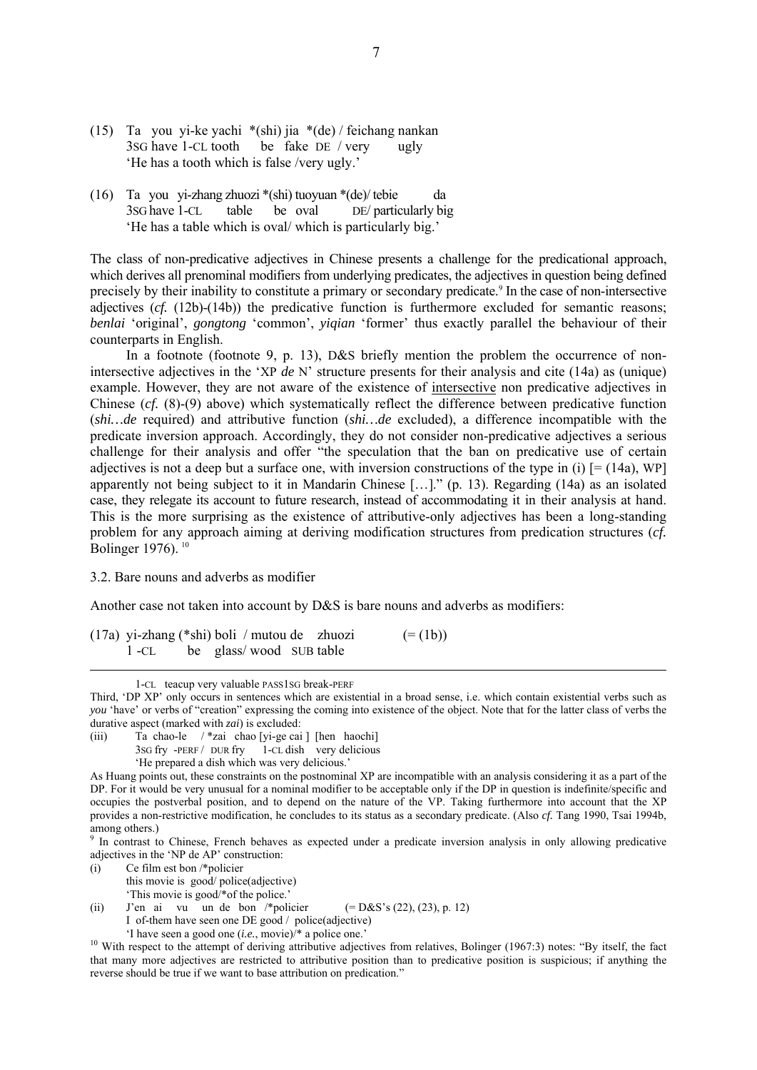(15) Ta you yi-ke yachi *(shi) jia *(de) / feichang nankan
 3SG have 1-CL tooth be fake DE / very ugly
 'He has a tooth which is false /very ugly.'

(16) Ta you yi-zhang zhuozi *(shi) tuoyuan *(de)/ tebie da
 3SG have 1-CL table be oval DE/ particularly big
 'He has a table which is oval/ which is particularly big.'

The class of non-predicative adjectives in Chinese presents a challenge for the predicational approach, which derives all prenominal modifiers from underlying predicates, the adjectives in question being defined precisely by their inability to constitute a primary or secondary predicate.[9] In the case of non-intersective adjectives (*cf.* (12b)-(14b)) the predicative function is furthermore excluded for semantic reasons; *benlai* 'original', *gongtong* 'common', *yiqian* 'former' thus exactly parallel the behaviour of their counterparts in English.

In a footnote (footnote 9, p. 13), D&S briefly mention the problem the occurrence of non-intersective adjectives in the 'XP *de* N' structure presents for their analysis and cite (14a) as (unique) example. However, they are not aware of the existence of intersective non predicative adjectives in Chinese (*cf.* (8)-(9) above) which systematically reflect the difference between predicative function (*shi…de* required) and attributive function (*shi…de* excluded), a difference incompatible with the predicate inversion approach. Accordingly, they do not consider non-predicative adjectives a serious challenge for their analysis and offer "the speculation that the ban on predicative use of certain adjectives is not a deep but a surface one, with inversion constructions of the type in (i) [= (14a), WP] apparently not being subject to it in Mandarin Chinese […]." (p. 13). Regarding (14a) as an isolated case, they relegate its account to future research, instead of accommodating it in their analysis at hand. This is the more surprising as the existence of attributive-only adjectives has been a long-standing problem for any approach aiming at deriving modification structures from predication structures (*cf.* Bolinger 1976).[10]

3.2. Bare nouns and adverbs as modifier

Another case not taken into account by D&S is bare nouns and adverbs as modifiers:

(17a) yi-zhang (*shi) boli / mutou de zhuozi (= (1b))
 1 -CL be glass/ wood SUB table

---

1-CL teacup very valuable PASS1SG break-PERF

Third, 'DP XP' only occurs in sentences which are existential in a broad sense, i.e. which contain existential verbs such as *you* 'have' or verbs of "creation" expressing the coming into existence of the object. Note that for the latter class of verbs the durative aspect (marked with *zai*) is excluded:

(iii) Ta chao-le / *zai chao [yi-ge cai ] [hen haochi]
 3SG fry -PERF / DUR fry 1-CL dish very delicious
 'He prepared a dish which was very delicious.'

As Huang points out, these constraints on the postnominal XP are incompatible with an analysis considering it as a part of the DP. For it would be very unusual for a nominal modifier to be acceptable only if the DP in question is indefinite/specific and occupies the postverbal position, and to depend on the nature of the VP. Taking furthermore into account that the XP provides a non-restrictive modification, he concludes to its status as a secondary predicate. (Also *cf.* Tang 1990, Tsai 1994b, among others.)

[9] In contrast to Chinese, French behaves as expected under a predicate inversion analysis in only allowing predicative adjectives in the 'NP de AP' construction:

(i) Ce film est bon /*policier
 this movie is good/ police(adjective)
 'This movie is good/*of the police.'

(ii) J'en ai vu un de bon /*policier (= D&S's (22), (23), p. 12)
 I of-them have seen one DE good / police(adjective)
 'I have seen a good one (*i.e.*, movie)/* a police one.'

[10] With respect to the attempt of deriving attributive adjectives from relatives, Bolinger (1967:3) notes: "By itself, the fact that many more adjectives are restricted to attributive position than to predicative position is suspicious; if anything the reverse should be true if we want to base attribution on predication."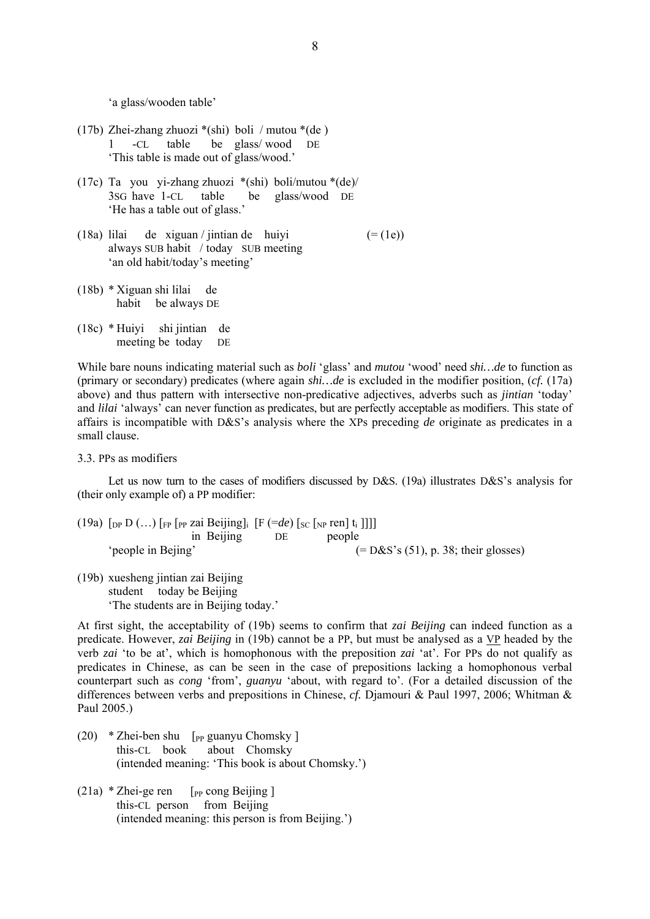'a glass/wooden table'

(17b) Zhei-zhang zhuozi *(shi) boli / mutou *(de )
       1 -CL table be glass/ wood DE
       'This table is made out of glass/wood.'

(17c) Ta you yi-zhang zhuozi *(shi) boli/mutou *(de)/
       3SG have 1-CL table be glass/wood DE
       'He has a table out of glass.'

(18a) lilai de xiguan / jintian de huiyi (= (1e))
       always SUB habit / today SUB meeting
       'an old habit/today's meeting'

(18b) * Xiguan shi lilai de
       habit be always DE

(18c) * Huiyi shi jintian de
       meeting be today DE

While bare nouns indicating material such as *boli* 'glass' and *mutou* 'wood' need *shi…de* to function as (primary or secondary) predicates (where again *shi…de* is excluded in the modifier position, (*cf.* (17a) above) and thus pattern with intersective non-predicative adjectives, adverbs such as *jintian* 'today' and *lilai* 'always' can never function as predicates, but are perfectly acceptable as modifiers. This state of affairs is incompatible with D&S's analysis where the XPs preceding *de* originate as predicates in a small clause.

3.3. PPs as modifiers

Let us now turn to the cases of modifiers discussed by D&S. (19a) illustrates D&S's analysis for (their only example of) a PP modifier:

(19a) [$_{DP}$ D (…) [$_{FP}$ [$_{PP}$ zai Beijing]$_i$ [F (=*de*) [$_{SC}$ [$_{NP}$ ren] $t_i$ ]]]]
       in Beijing DE people
       'people in Bejing' (= D&S's (51), p. 38; their glosses)

(19b) xuesheng jintian zai Beijing
       student today be Beijing
       'The students are in Beijing today.'

At first sight, the acceptability of (19b) seems to confirm that *zai Beijing* can indeed function as a predicate. However, *zai Beijing* in (19b) cannot be a PP, but must be analysed as a VP headed by the verb *zai* 'to be at', which is homophonous with the preposition *zai* 'at'. For PPs do not qualify as predicates in Chinese, as can be seen in the case of prepositions lacking a homophonous verbal counterpart such as *cong* 'from', *guanyu* 'about, with regard to'. (For a detailed discussion of the differences between verbs and prepositions in Chinese, *cf.* Djamouri & Paul 1997, 2006; Whitman & Paul 2005.)

(20) * Zhei-ben shu [$_{PP}$ guanyu Chomsky ]
       this-CL book about Chomsky
       (intended meaning: 'This book is about Chomsky.')

(21a) * Zhei-ge ren [$_{PP}$ cong Beijing ]
       this-CL person from Beijing
       (intended meaning: this person is from Beijing.')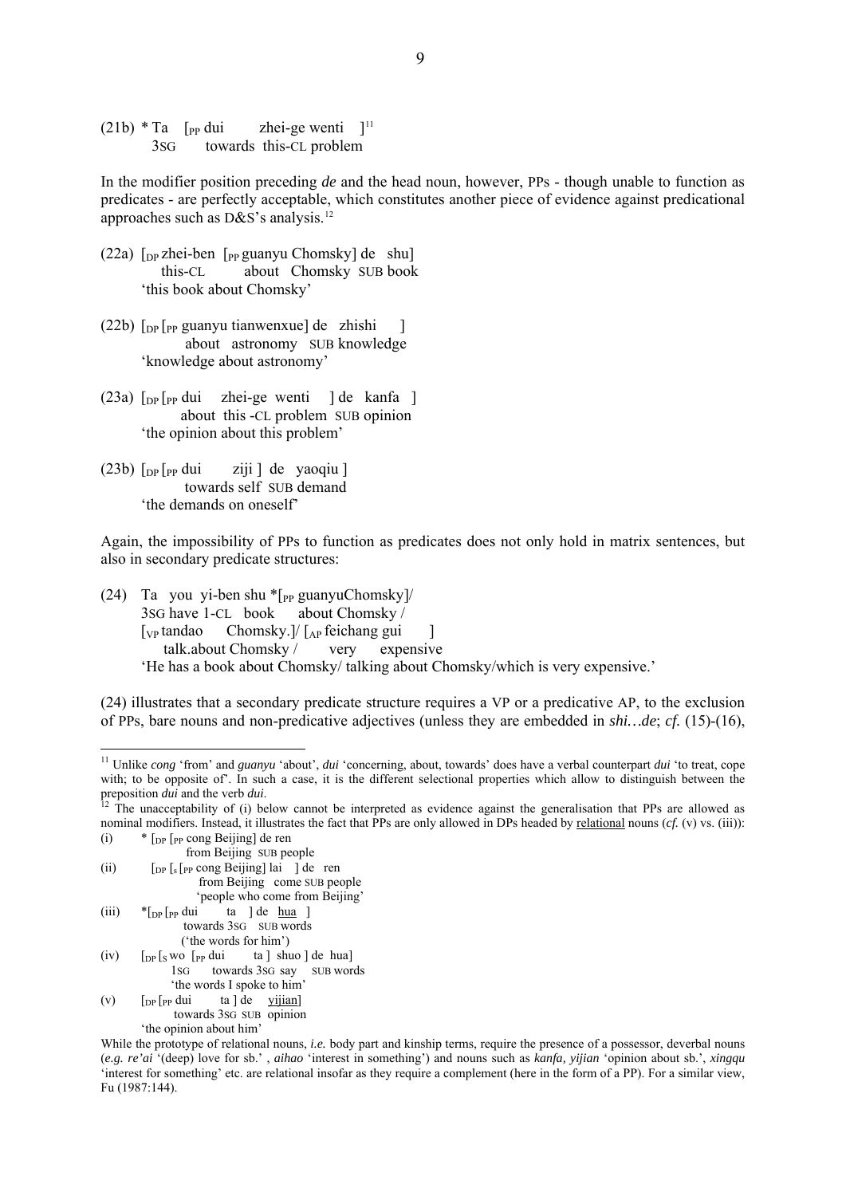(21b) * Ta [$_{PP}$ dui zhei-ge wenti ][11]
3SG towards this-CL problem

In the modifier position preceding *de* and the head noun, however, PPs - though unable to function as predicates - are perfectly acceptable, which constitutes another piece of evidence against predicational approaches such as D&S's analysis.[12]

(22a) [$_{DP}$ zhei-ben [$_{PP}$ guanyu Chomsky] de shu]
this-CL about Chomsky SUB book
'this book about Chomsky'

(22b) [$_{DP}$ [$_{PP}$ guanyu tianwenxue] de zhishi ]
about astronomy SUB knowledge
'knowledge about astronomy'

(23a) [$_{DP}$ [$_{PP}$ dui zhei-ge wenti ] de kanfa ]
about this -CL problem SUB opinion
'the opinion about this problem'

(23b) [$_{DP}$ [$_{PP}$ dui ziji ] de yaoqiu ]
towards self SUB demand
'the demands on oneself'

Again, the impossibility of PPs to function as predicates does not only hold in matrix sentences, but also in secondary predicate structures:

(24) Ta you yi-ben shu *[$_{PP}$ guanyuChomsky]/
3SG have 1-CL book about Chomsky /
[$_{VP}$ tandao Chomsky.]/ [$_{AP}$ feichang gui ]
talk.about Chomsky / very expensive
'He has a book about Chomsky/ talking about Chomsky/which is very expensive.'

(24) illustrates that a secondary predicate structure requires a VP or a predicative AP, to the exclusion of PPs, bare nouns and non-predicative adjectives (unless they are embedded in *shi…de*; *cf.* (15)-(16),

---

[11] Unlike *cong* 'from' and *guanyu* 'about', *dui* 'concerning, about, towards' does have a verbal counterpart *dui* 'to treat, cope with; to be opposite of'. In such a case, it is the different selectional properties which allow to distinguish between the preposition *dui* and the verb *dui*.

[12] The unacceptability of (i) below cannot be interpreted as evidence against the generalisation that PPs are allowed as nominal modifiers. Instead, it illustrates the fact that PPs are only allowed in DPs headed by relational nouns (*cf.* (v) vs. (iii)):

(i) * [$_{DP}$ [$_{PP}$ cong Beijing] de ren
from Beijing SUB people

(ii) [$_{DP}$ [$_{s}$ [$_{PP}$ cong Beijing] lai ] de ren
from Beijing come SUB people
'people who come from Beijing'

(iii) *[$_{DP}$ [$_{PP}$ dui ta ] de hua ]
towards 3SG SUB words
('the words for him')

(iv) [$_{DP}$ [$_{S}$ wo [$_{PP}$ dui ta ] shuo ] de hua]
1SG towards 3SG say SUB words
'the words I spoke to him'

(v) [$_{DP}$ [$_{PP}$ dui ta ] de yijian]
towards 3SG SUB opinion
'the opinion about him'

While the prototype of relational nouns, *i.e.* body part and kinship terms, require the presence of a possessor, deverbal nouns (*e.g. re'ai* '(deep) love for sb.' , *aihao* 'interest in something') and nouns such as *kanfa, yijian* 'opinion about sb.', *xingqu* 'interest for something' etc. are relational insofar as they require a complement (here in the form of a PP). For a similar view, Fu (1987:144).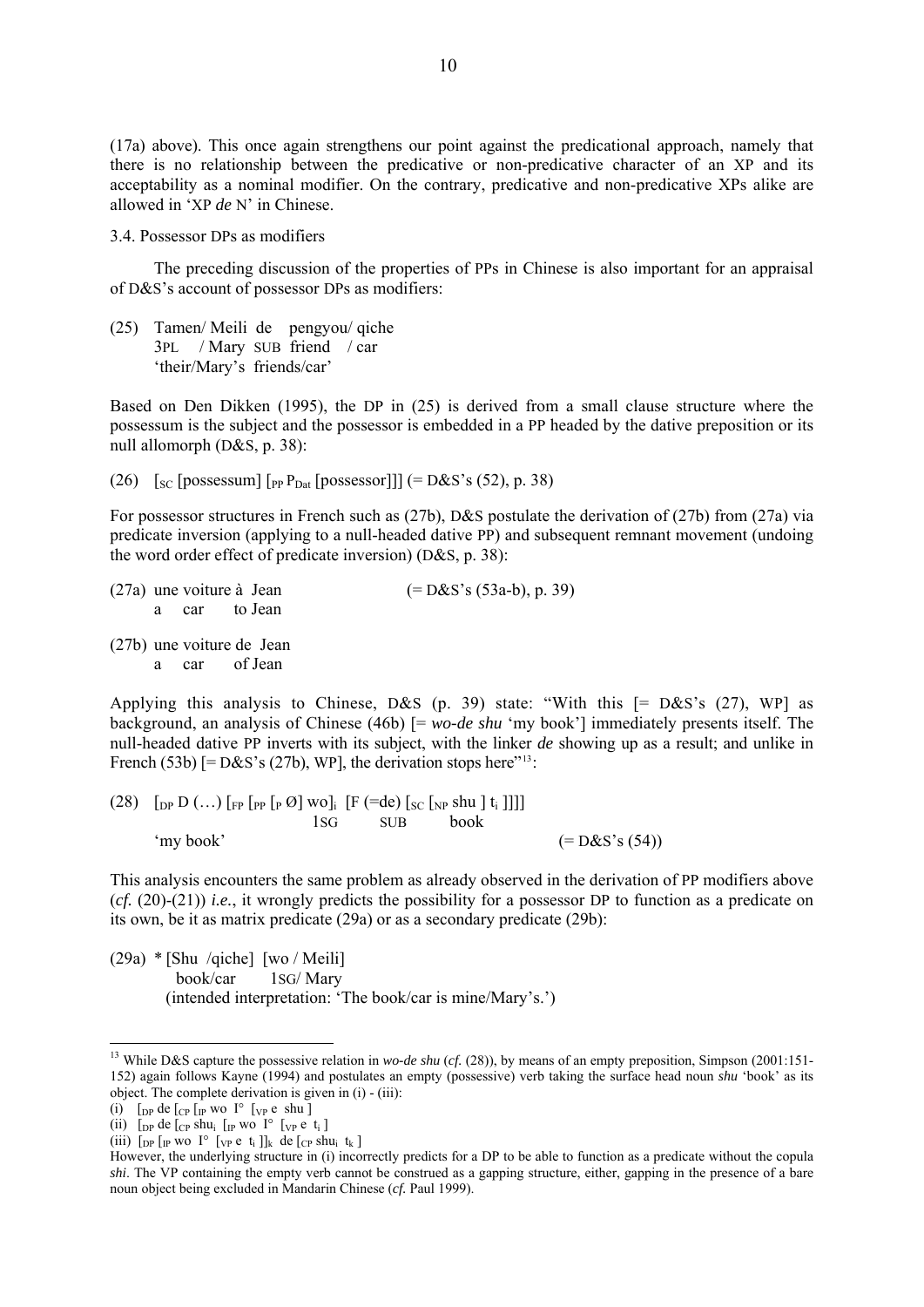(17a) above). This once again strengthens our point against the predicational approach, namely that there is no relationship between the predicative or non-predicative character of an XP and its acceptability as a nominal modifier. On the contrary, predicative and non-predicative XPs alike are allowed in 'XP *de* N' in Chinese.

3.4. Possessor DPs as modifiers

The preceding discussion of the properties of PPs in Chinese is also important for an appraisal of D&S's account of possessor DPs as modifiers:

(25) Tamen/ Meili de pengyou/ qiche
3PL / Mary SUB friend / car
'their/Mary's friends/car'

Based on Den Dikken (1995), the DP in (25) is derived from a small clause structure where the possessum is the subject and the possessor is embedded in a PP headed by the dative preposition or its null allomorph (D&S, p. 38):

(26) $[_{SC}$ [possessum] $[_{PP}$ $P_{Dat}$ [possessor]]] (= D&S's (52), p. 38)

For possessor structures in French such as (27b), D&S postulate the derivation of (27b) from (27a) via predicate inversion (applying to a null-headed dative PP) and subsequent remnant movement (undoing the word order effect of predicate inversion) (D&S, p. 38):

(27a) une voiture à Jean (= D&S's (53a-b), p. 39)
a car to Jean

(27b) une voiture de Jean
a car of Jean

Applying this analysis to Chinese, D&S (p. 39) state: "With this [= D&S's (27), WP] as background, an analysis of Chinese (46b) [= *wo-de shu* 'my book'] immediately presents itself. The null-headed dative PP inverts with its subject, with the linker *de* showing up as a result; and unlike in French (53b) [= D&S's (27b), WP], the derivation stops here"[13]:

(28) $[_{DP}$ D (…) $[_{FP}$ $[_{PP}$ $[_{P}$ Ø] wo$]_i$ [F (=de) $[_{SC}$ $[_{NP}$ shu ] $t_i$ ]]]]
1SG SUB book
'my book' (= D&S's (54))

This analysis encounters the same problem as already observed in the derivation of PP modifiers above (*cf.* (20)-(21)) *i.e.*, it wrongly predicts the possibility for a possessor DP to function as a predicate on its own, be it as matrix predicate (29a) or as a secondary predicate (29b):

(29a) * [Shu /qiche] [wo / Meili]
book/car 1SG/ Mary
(intended interpretation: 'The book/car is mine/Mary's.')

---

[13] While D&S capture the possessive relation in *wo-de shu* (*cf.* (28)), by means of an empty preposition, Simpson (2001:151-152) again follows Kayne (1994) and postulates an empty (possessive) verb taking the surface head noun *shu* 'book' as its object. The complete derivation is given in (i) - (iii):
(i) $[_{DP}$ de $[_{CP}$ $[_{IP}$ wo I° $[_{VP}$ e shu ]
(ii) $[_{DP}$ de $[_{CP}$ $shu_i$ $[_{IP}$ wo I° $[_{VP}$ e $t_i$ ]
(iii) $[_{DP}$ $[_{IP}$ wo I° $[_{VP}$ e $t_i$ $]]_k$ de $[_{CP}$ $shu_i$ $t_k$ ]
However, the underlying structure in (i) incorrectly predicts for a DP to be able to function as a predicate without the copula *shi*. The VP containing the empty verb cannot be construed as a gapping structure, either, gapping in the presence of a bare noun object being excluded in Mandarin Chinese (*cf.* Paul 1999).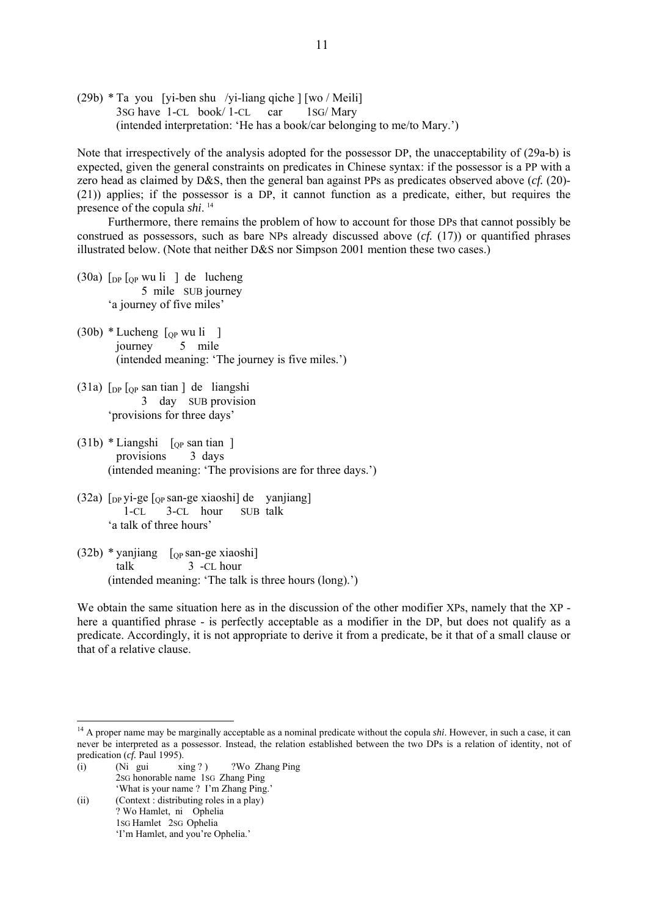(29b) * Ta you [yi-ben shu /yi-liang qiche ] [wo / Meili]
3SG have 1-CL book/ 1-CL car 1SG/ Mary
(intended interpretation: 'He has a book/car belonging to me/to Mary.')

Note that irrespectively of the analysis adopted for the possessor DP, the unacceptability of (29a-b) is expected, given the general constraints on predicates in Chinese syntax: if the possessor is a PP with a zero head as claimed by D&S, then the general ban against PPs as predicates observed above (*cf.* (20)-(21)) applies; if the possessor is a DP, it cannot function as a predicate, either, but requires the presence of the copula *shi*. [14]

Furthermore, there remains the problem of how to account for those DPs that cannot possibly be construed as possessors, such as bare NPs already discussed above (*cf.* (17)) or quantified phrases illustrated below. (Note that neither D&S nor Simpson 2001 mention these two cases.)

(30a) [$_{DP}$ [$_{QP}$ wu li ] de lucheng
5 mile SUB journey
'a journey of five miles'

(30b) * Lucheng [$_{QP}$ wu li ]
journey 5 mile
(intended meaning: 'The journey is five miles.')

(31a) [$_{DP}$ [$_{QP}$ san tian ] de liangshi
3 day SUB provision
'provisions for three days'

(31b) * Liangshi [$_{QP}$ san tian ]
provisions 3 days
(intended meaning: 'The provisions are for three days.')

(32a) [$_{DP}$ yi-ge [$_{QP}$ san-ge xiaoshi] de yanjiang]
1-CL 3-CL hour SUB talk
'a talk of three hours'

(32b) * yanjiang [$_{QP}$ san-ge xiaoshi]
talk 3 -CL hour
(intended meaning: 'The talk is three hours (long).')

We obtain the same situation here as in the discussion of the other modifier XPs, namely that the XP - here a quantified phrase - is perfectly acceptable as a modifier in the DP, but does not qualify as a predicate. Accordingly, it is not appropriate to derive it from a predicate, be it that of a small clause or that of a relative clause.

---

[14] A proper name may be marginally acceptable as a nominal predicate without the copula *shi*. However, in such a case, it can never be interpreted as a possessor. Instead, the relation established between the two DPs is a relation of identity, not of predication (*cf.* Paul 1995).

(i) (Ni gui xing ? ) ?Wo Zhang Ping
2SG honorable name 1SG Zhang Ping
'What is your name ? I'm Zhang Ping.'

(ii) (Context : distributing roles in a play)
? Wo Hamlet, ni Ophelia
1SG Hamlet 2SG Ophelia
'I'm Hamlet, and you're Ophelia.'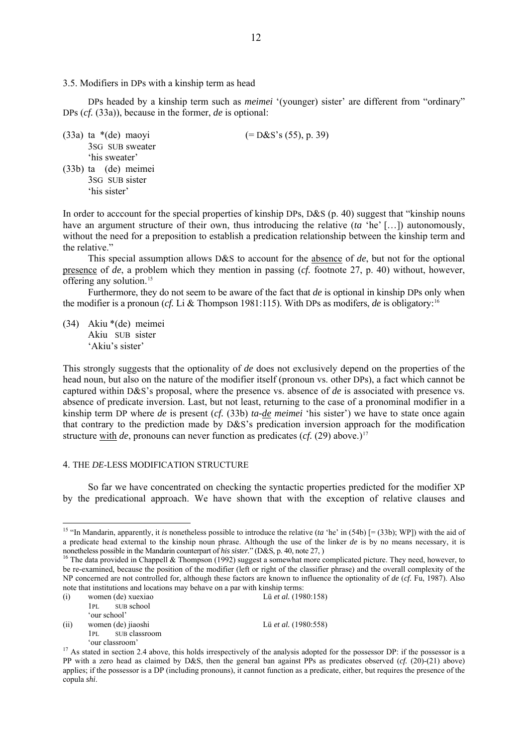3.5. Modifiers in DPs with a kinship term as head

DPs headed by a kinship term such as *meimei* '(younger) sister' are different from "ordinary" DPs (*cf.* (33a)), because in the former, *de* is optional:

(33a) ta *(de) maoyi (= D&S's (55), p. 39)
3SG SUB sweater
'his sweater'

(33b) ta (de) meimei
3SG SUB sister
'his sister'

In order to acccount for the special properties of kinship DPs, D&S (p. 40) suggest that "kinship nouns have an argument structure of their own, thus introducing the relative (*ta* 'he' […]) autonomously, without the need for a preposition to establish a predication relationship between the kinship term and the relative."

This special assumption allows D&S to account for the absence of *de*, but not for the optional presence of *de*, a problem which they mention in passing (*cf.* footnote 27, p. 40) without, however, offering any solution.[15]

Furthermore, they do not seem to be aware of the fact that *de* is optional in kinship DPs only when the modifier is a pronoun (*cf.* Li & Thompson 1981:115). With DPs as modifers, *de* is obligatory:[16]

(34) Akiu *(de) meimei
Akiu SUB sister
'Akiu's sister'

This strongly suggests that the optionality of *de* does not exclusively depend on the properties of the head noun, but also on the nature of the modifier itself (pronoun vs. other DPs), a fact which cannot be captured within D&S's proposal, where the presence vs. absence of *de* is associated with presence vs. absence of predicate inversion. Last, but not least, returning to the case of a pronominal modifier in a kinship term DP where *de* is present (*cf.* (33b) *ta-de meimei* 'his sister') we have to state once again that contrary to the prediction made by D&S's predication inversion approach for the modification structure with *de*, pronouns can never function as predicates (*cf.* (29) above.)[17]

## 4. THE *DE*-LESS MODIFICATION STRUCTURE

So far we have concentrated on checking the syntactic properties predicted for the modifier XP by the predicational approach. We have shown that with the exception of relative clauses and

---

[15] "In Mandarin, apparently, it *is* nonetheless possible to introduce the relative (*ta* 'he' in (54b) [= (33b); WP]) with the aid of a predicate head external to the kinship noun phrase. Although the use of the linker *de* is by no means necessary, it is nonetheless possible in the Mandarin counterpart of *his sister*." (D&S, p. 40, note 27, )

[16] The data provided in Chappell & Thompson (1992) suggest a somewhat more complicated picture. They need, however, to be re-examined, because the position of the modifier (left or right of the classifier phrase) and the overall complexity of the NP concerned are not controlled for, although these factors are known to influence the optionality of *de* (*cf.* Fu, 1987). Also note that institutions and locations may behave on a par with kinship terms:

(i) women (de) xuexiao Lü *et al.* (1980:158)
1PL SUB school
'our school'

(ii) women (de) jiaoshi Lü *et al.* (1980:558)
1PL SUB classroom
'our classroom'

[17] As stated in section 2.4 above, this holds irrespectively of the analysis adopted for the possessor DP: if the possessor is a PP with a zero head as claimed by D&S, then the general ban against PPs as predicates observed (*cf.* (20)-(21) above) applies; if the possessor is a DP (including pronouns), it cannot function as a predicate, either, but requires the presence of the copula *shi*.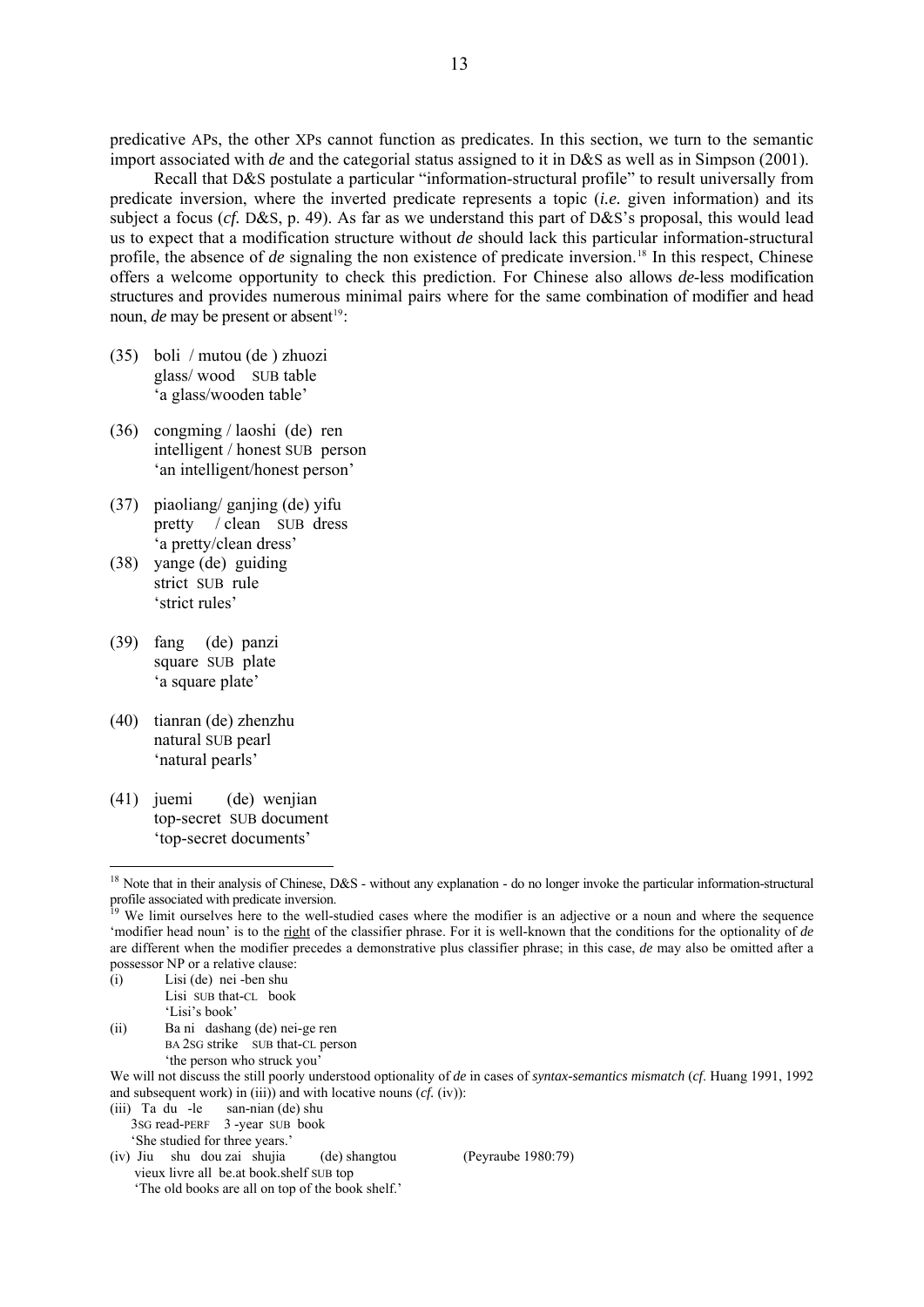predicative APs, the other XPs cannot function as predicates. In this section, we turn to the semantic import associated with *de* and the categorial status assigned to it in D&S as well as in Simpson (2001).

Recall that D&S postulate a particular "information-structural profile" to result universally from predicate inversion, where the inverted predicate represents a topic (*i.e.* given information) and its subject a focus (*cf.* D&S, p. 49). As far as we understand this part of D&S's proposal, this would lead us to expect that a modification structure without *de* should lack this particular information-structural profile, the absence of *de* signaling the non existence of predicate inversion.[18] In this respect, Chinese offers a welcome opportunity to check this prediction. For Chinese also allows *de*-less modification structures and provides numerous minimal pairs where for the same combination of modifier and head noun, *de* may be present or absent[19]:

(35) boli / mutou (de ) zhuozi
glass/ wood SUB table
'a glass/wooden table'

(36) congming / laoshi (de) ren
intelligent / honest SUB person
'an intelligent/honest person'

(37) piaoliang/ ganjing (de) yifu
pretty / clean SUB dress
'a pretty/clean dress'

(38) yange (de) guiding
strict SUB rule
'strict rules'

(39) fang (de) panzi
square SUB plate
'a square plate'

(40) tianran (de) zhenzhu
natural SUB pearl
'natural pearls'

(41) juemi (de) wenjian
top-secret SUB document
'top-secret documents'

---

[18] Note that in their analysis of Chinese, D&S - without any explanation - do no longer invoke the particular information-structural profile associated with predicate inversion.

[19] We limit ourselves here to the well-studied cases where the modifier is an adjective or a noun and where the sequence 'modifier head noun' is to the right of the classifier phrase. For it is well-known that the conditions for the optionality of *de* are different when the modifier precedes a demonstrative plus classifier phrase; in this case, *de* may also be omitted after a possessor NP or a relative clause:

(i) Lisi (de) nei -ben shu
Lisi SUB that-CL book
'Lisi's book'

(ii) Ba ni dashang (de) nei-ge ren
BA 2SG strike SUB that-CL person
'the person who struck you'

We will not discuss the still poorly understood optionality of *de* in cases of *syntax-semantics mismatch* (*cf*. Huang 1991, 1992 and subsequent work) in (iii)) and with locative nouns (*cf.* (iv)):

(iii) Ta du -le san-nian (de) shu
3SG read-PERF 3 -year SUB book
'She studied for three years.'

(iv) Jiu shu dou zai shujia (de) shangtou (Peyraube 1980:79)
vieux livre all be.at book.shelf SUB top
'The old books are all on top of the book shelf.'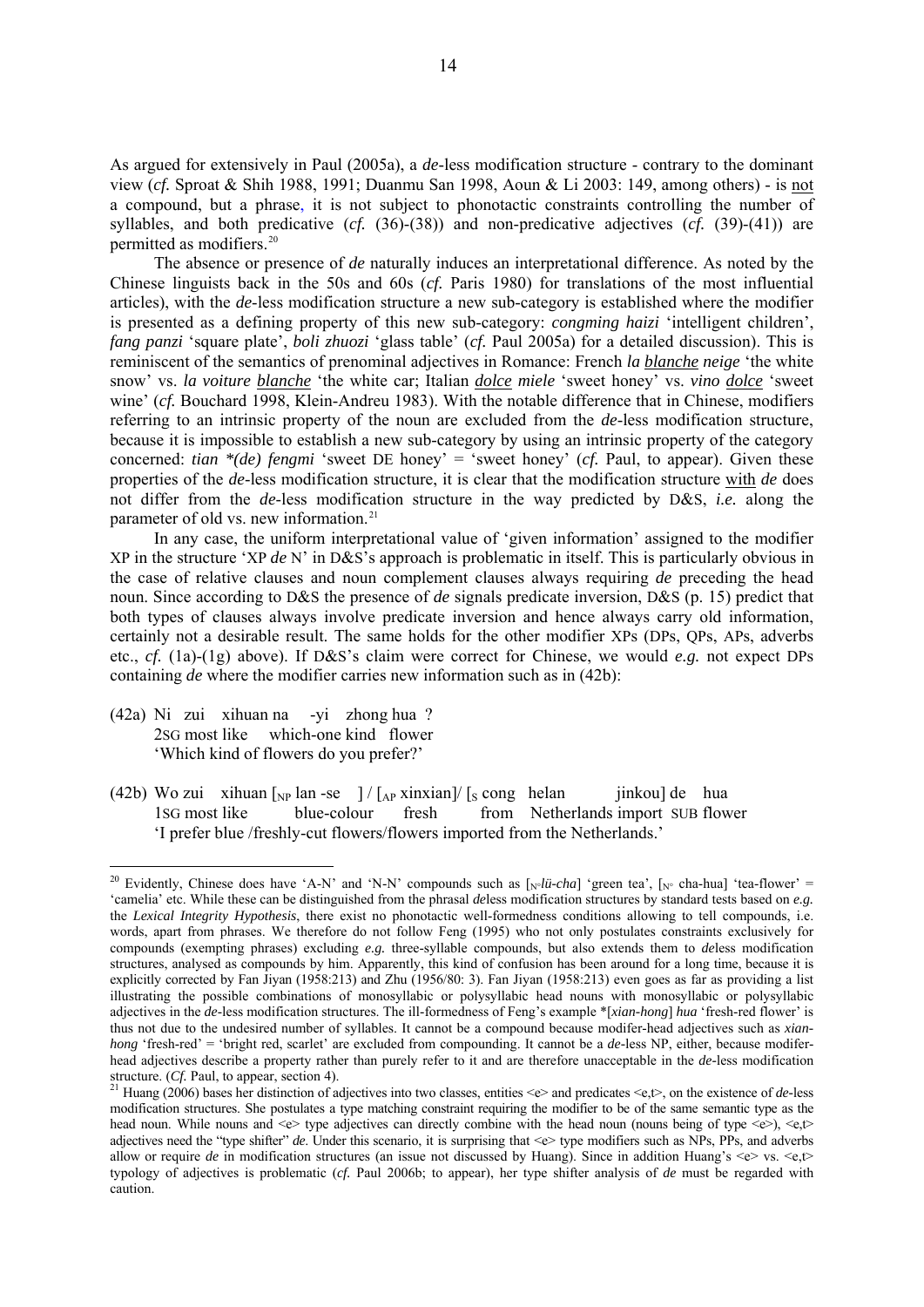As argued for extensively in Paul (2005a), a *de*-less modification structure - contrary to the dominant view (*cf.* Sproat & Shih 1988, 1991; Duanmu San 1998, Aoun & Li 2003: 149, among others) - is not a compound, but a phrase, it is not subject to phonotactic constraints controlling the number of syllables, and both predicative (*cf.* (36)-(38)) and non-predicative adjectives (*cf.* (39)-(41)) are permitted as modifiers.[20]

The absence or presence of *de* naturally induces an interpretational difference. As noted by the Chinese linguists back in the 50s and 60s (*cf.* Paris 1980) for translations of the most influential articles), with the *de*-less modification structure a new sub-category is established where the modifier is presented as a defining property of this new sub-category: *congming haizi* 'intelligent children', *fang panzi* 'square plate', *boli zhuozi* 'glass table' (*cf.* Paul 2005a) for a detailed discussion). This is reminiscent of the semantics of prenominal adjectives in Romance: French *la blanche neige* 'the white snow' vs. *la voiture blanche* 'the white car; Italian *dolce miele* 'sweet honey' vs. *vino dolce* 'sweet wine' (*cf.* Bouchard 1998, Klein-Andreu 1983). With the notable difference that in Chinese, modifiers referring to an intrinsic property of the noun are excluded from the *de*-less modification structure, because it is impossible to establish a new sub-category by using an intrinsic property of the category concerned: *tian \*(de) fengmi* 'sweet DE honey' = 'sweet honey' (*cf.* Paul, to appear). Given these properties of the *de*-less modification structure, it is clear that the modification structure with *de* does not differ from the *de*-less modification structure in the way predicted by D&S, *i.e.* along the parameter of old vs. new information.[21]

In any case, the uniform interpretational value of 'given information' assigned to the modifier XP in the structure 'XP *de* N' in D&S's approach is problematic in itself. This is particularly obvious in the case of relative clauses and noun complement clauses always requiring *de* preceding the head noun. Since according to D&S the presence of *de* signals predicate inversion, D&S (p. 15) predict that both types of clauses always involve predicate inversion and hence always carry old information, certainly not a desirable result. The same holds for the other modifier XPs (DPs, QPs, APs, adverbs etc., *cf.* (1a)-(1g) above). If D&S's claim were correct for Chinese, we would *e.g.* not expect DPs containing *de* where the modifier carries new information such as in (42b):

(42a) Ni zui xihuan na -yi zhong hua ?
2SG most like which-one kind flower
'Which kind of flowers do you prefer?'

(42b) Wo zui xihuan [$_{NP}$ lan -se ] / [$_{AP}$ xinxian]/ [$_{S}$ cong helan jinkou] de hua
1SG most like blue-colour fresh from Netherlands import SUB flower
'I prefer blue /freshly-cut flowers/flowers imported from the Netherlands.'

---

[20] Evidently, Chinese does have 'A-N' and 'N-N' compounds such as [$_{N°}$*lü-cha*] 'green tea', [$_{N°}$ cha-hua] 'tea-flower' = 'camelia' etc. While these can be distinguished from the phrasal *de*less modification structures by standard tests based on *e.g.* the *Lexical Integrity Hypothesis*, there exist no phonotactic well-formedness conditions allowing to tell compounds, i.e. words, apart from phrases. We therefore do not follow Feng (1995) who not only postulates constraints exclusively for compounds (exempting phrases) excluding *e.g.* three-syllable compounds, but also extends them to *de*less modification structures, analysed as compounds by him. Apparently, this kind of confusion has been around for a long time, because it is explicitly corrected by Fan Jiyan (1958:213) and Zhu (1956/80: 3). Fan Jiyan (1958:213) even goes as far as providing a list illustrating the possible combinations of monosyllabic or polysyllabic head nouns with monosyllabic or polysyllabic adjectives in the *de*-less modification structures. The ill-formedness of Feng's example \*[*xian-hong*] *hua* 'fresh-red flower' is thus not due to the undesired number of syllables. It cannot be a compound because modifer-head adjectives such as *xian-hong* 'fresh-red' = 'bright red, scarlet' are excluded from compounding. It cannot be a *de*-less NP, either, because modifer-head adjectives describe a property rather than purely refer to it and are therefore unacceptable in the *de*-less modification structure. (*Cf.* Paul, to appear, section 4).

[21] Huang (2006) bases her distinction of adjectives into two classes, entities <e> and predicates <e,t>, on the existence of *de*-less modification structures. She postulates a type matching constraint requiring the modifier to be of the same semantic type as the head noun. While nouns and <e> type adjectives can directly combine with the head noun (nouns being of type <e>), <e,t> adjectives need the "type shifter" *de*. Under this scenario, it is surprising that <e> type modifiers such as NPs, PPs, and adverbs allow or require *de* in modification structures (an issue not discussed by Huang). Since in addition Huang's <e> vs. <e,t> typology of adjectives is problematic (*cf.* Paul 2006b; to appear), her type shifter analysis of *de* must be regarded with caution.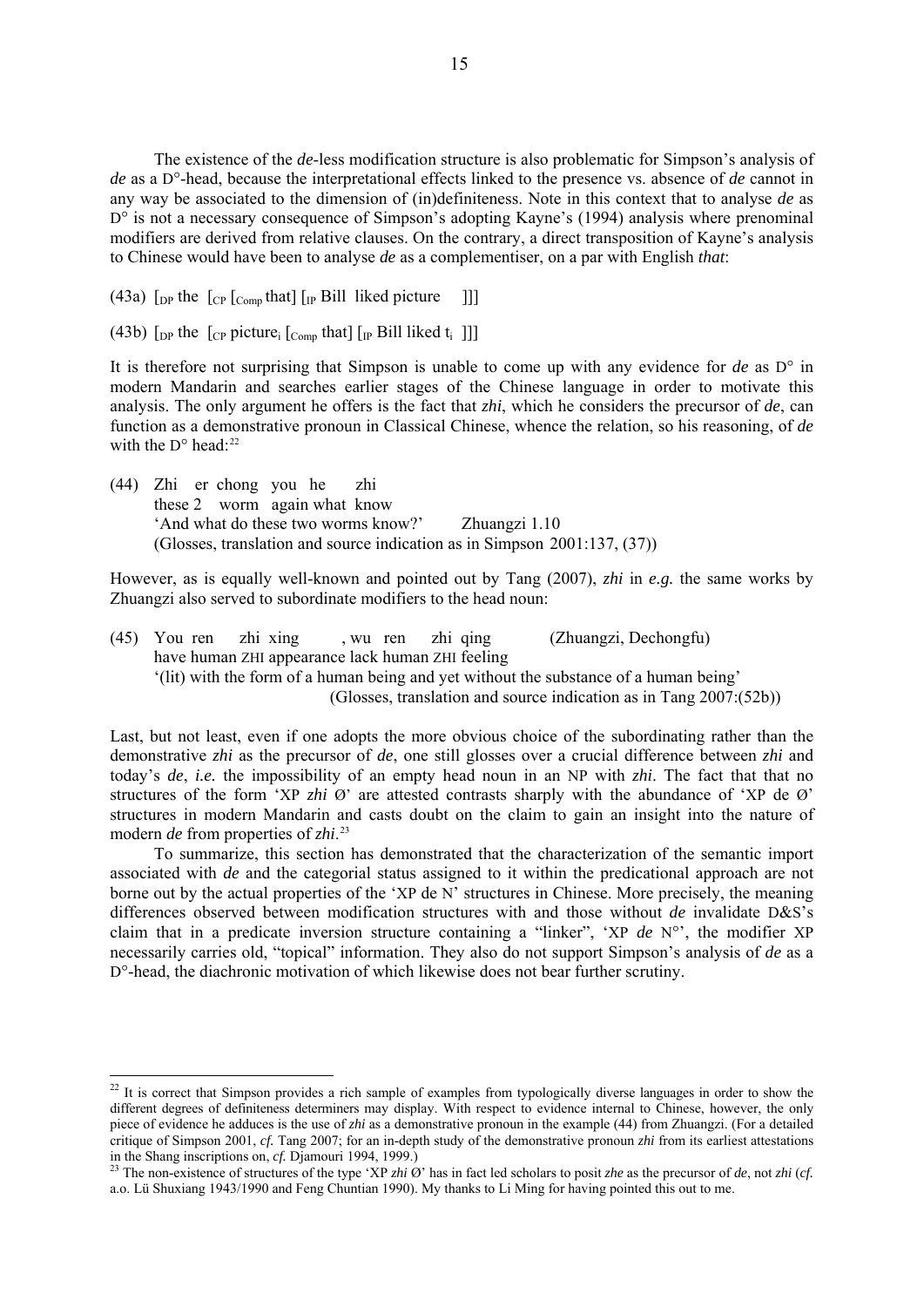The existence of the *de*-less modification structure is also problematic for Simpson's analysis of *de* as a D°-head, because the interpretational effects linked to the presence vs. absence of *de* cannot in any way be associated to the dimension of (in)definiteness. Note in this context that to analyse *de* as D° is not a necessary consequence of Simpson's adopting Kayne's (1994) analysis where prenominal modifiers are derived from relative clauses. On the contrary, a direct transposition of Kayne's analysis to Chinese would have been to analyse *de* as a complementiser, on a par with English *that*:

(43a) $[_{DP}$ the $[_{CP}$ $[_{Comp}$ that$]$ $[_{IP}$ Bill liked picture $]]]$

(43b) $[_{DP}$ the $[_{CP}$ picture$_i$ $[_{Comp}$ that$]$ $[_{IP}$ Bill liked $t_i$ $]]]$

It is therefore not surprising that Simpson is unable to come up with any evidence for *de* as D° in modern Mandarin and searches earlier stages of the Chinese language in order to motivate this analysis. The only argument he offers is the fact that *zhi*, which he considers the precursor of *de*, can function as a demonstrative pronoun in Classical Chinese, whence the relation, so his reasoning, of *de* with the D° head:[22]

(44) Zhi er chong you he zhi
 these 2 worm again what know
 'And what do these two worms know?' Zhuangzi 1.10
 (Glosses, translation and source indication as in Simpson 2001:137, (37))

However, as is equally well-known and pointed out by Tang (2007), *zhi* in *e.g.* the same works by Zhuangzi also served to subordinate modifiers to the head noun:

(45) You ren zhi xing , wu ren zhi qing (Zhuangzi, Dechongfu)
 have human ZHI appearance lack human ZHI feeling
 '(lit) with the form of a human being and yet without the substance of a human being'
 (Glosses, translation and source indication as in Tang 2007:(52b))

Last, but not least, even if one adopts the more obvious choice of the subordinating rather than the demonstrative *zhi* as the precursor of *de*, one still glosses over a crucial difference between *zhi* and today's *de*, *i.e.* the impossibility of an empty head noun in an NP with *zhi*. The fact that that no structures of the form 'XP *zhi* Ø' are attested contrasts sharply with the abundance of 'XP de Ø' structures in modern Mandarin and casts doubt on the claim to gain an insight into the nature of modern *de* from properties of *zhi*.[23]

To summarize, this section has demonstrated that the characterization of the semantic import associated with *de* and the categorial status assigned to it within the predicational approach are not borne out by the actual properties of the 'XP de N' structures in Chinese. More precisely, the meaning differences observed between modification structures with and those without *de* invalidate D&S's claim that in a predicate inversion structure containing a "linker", 'XP *de* N°', the modifier XP necessarily carries old, "topical" information. They also do not support Simpson's analysis of *de* as a D°-head, the diachronic motivation of which likewise does not bear further scrutiny.

---

[22] It is correct that Simpson provides a rich sample of examples from typologically diverse languages in order to show the different degrees of definiteness determiners may display. With respect to evidence internal to Chinese, however, the only piece of evidence he adduces is the use of *zhi* as a demonstrative pronoun in the example (44) from Zhuangzi. (For a detailed critique of Simpson 2001, *cf.* Tang 2007; for an in-depth study of the demonstrative pronoun *zhi* from its earliest attestations in the Shang inscriptions on, *cf.* Djamouri 1994, 1999.)

[23] The non-existence of structures of the type 'XP *zhi* Ø' has in fact led scholars to posit *zhe* as the precursor of *de*, not *zhi* (*cf.* a.o. Lü Shuxiang 1943/1990 and Feng Chuntian 1990). My thanks to Li Ming for having pointed this out to me.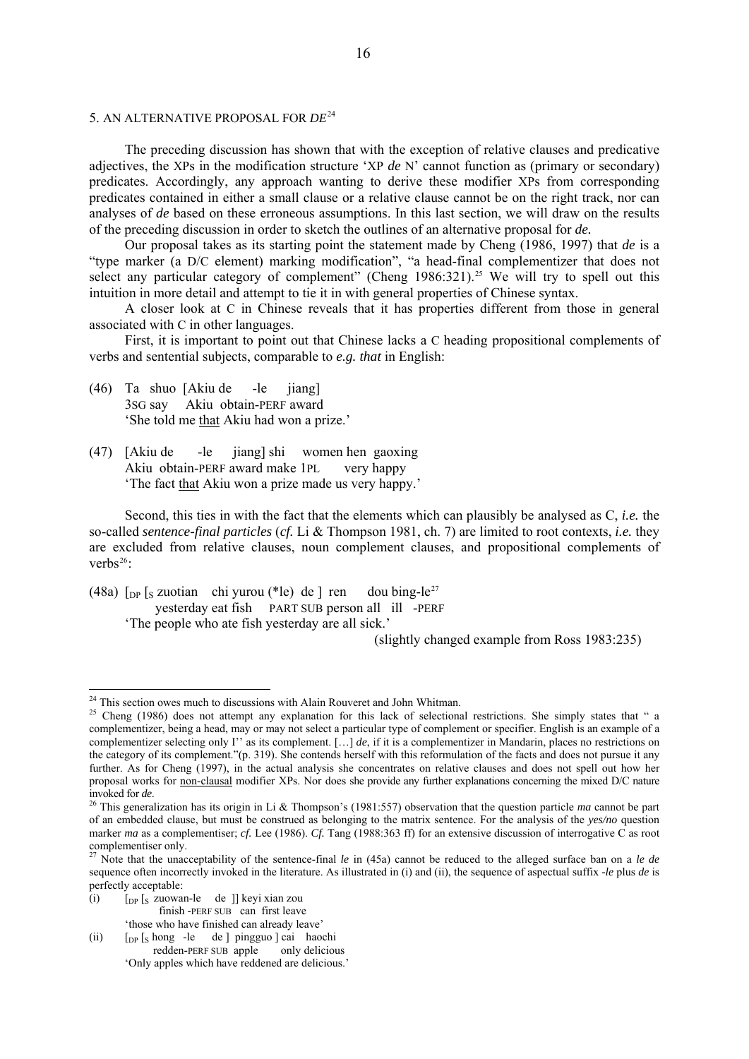## 5. AN ALTERNATIVE PROPOSAL FOR *DE*[24]

The preceding discussion has shown that with the exception of relative clauses and predicative adjectives, the XPs in the modification structure 'XP *de* N' cannot function as (primary or secondary) predicates. Accordingly, any approach wanting to derive these modifier XPs from corresponding predicates contained in either a small clause or a relative clause cannot be on the right track, nor can analyses of *de* based on these erroneous assumptions. In this last section, we will draw on the results of the preceding discussion in order to sketch the outlines of an alternative proposal for *de.*

Our proposal takes as its starting point the statement made by Cheng (1986, 1997) that *de* is a "type marker (a D/C element) marking modification", "a head-final complementizer that does not select any particular category of complement" (Cheng 1986:321).[25] We will try to spell out this intuition in more detail and attempt to tie it in with general properties of Chinese syntax.

A closer look at C in Chinese reveals that it has properties different from those in general associated with C in other languages.

First, it is important to point out that Chinese lacks a C heading propositional complements of verbs and sentential subjects, comparable to *e.g. that* in English:

(46) Ta shuo [Akiu de -le jiang]
3SG say Akiu obtain-PERF award
'She told me <u>that</u> Akiu had won a prize.'

(47) [Akiu de -le jiang] shi women hen gaoxing
Akiu obtain-PERF award make 1PL very happy
'The fact <u>that</u> Akiu won a prize made us very happy.'

Second, this ties in with the fact that the elements which can plausibly be analysed as C, *i.e.* the so-called *sentence-final particles* (*cf.* Li & Thompson 1981, ch. 7) are limited to root contexts, *i.e.* they are excluded from relative clauses, noun complement clauses, and propositional complements of verbs[26]:

(48a) [$_{DP}$ [$_{S}$ zuotian chi yurou (*le) de ] ren dou bing-le[27]
yesterday eat fish PART SUB person all ill -PERF
'The people who ate fish yesterday are all sick.'
(slightly changed example from Ross 1983:235)

---

[24] This section owes much to discussions with Alain Rouveret and John Whitman.

[25] Cheng (1986) does not attempt any explanation for this lack of selectional restrictions. She simply states that " a complementizer, being a head, may or may not select a particular type of complement or specifier. English is an example of a complementizer selecting only I'' as its complement. […] *de*, if it is a complementizer in Mandarin, places no restrictions on the category of its complement."(p. 319). She contends herself with this reformulation of the facts and does not pursue it any further. As for Cheng (1997), in the actual analysis she concentrates on relative clauses and does not spell out how her proposal works for <u>non-clausal</u> modifier XPs. Nor does she provide any further explanations concerning the mixed D/C nature invoked for *de*.

[26] This generalization has its origin in Li & Thompson's (1981:557) observation that the question particle *ma* cannot be part of an embedded clause, but must be construed as belonging to the matrix sentence. For the analysis of the *yes/no* question marker *ma* as a complementiser; *cf.* Lee (1986). *Cf.* Tang (1988:363 ff) for an extensive discussion of interrogative C as root complementiser only.

[27] Note that the unacceptability of the sentence-final *le* in (45a) cannot be reduced to the alleged surface ban on a *le de* sequence often incorrectly invoked in the literature. As illustrated in (i) and (ii), the sequence of aspectual suffix *-le* plus *de* is perfectly acceptable:

(i) [$_{DP}$ [$_{S}$ zuowan-le de ]] keyi xian zou
finish -PERF SUB can first leave
'those who have finished can already leave'

(ii) [$_{DP}$ [$_{S}$ hong -le de ] pingguo ] cai haochi
redden-PERF SUB apple only delicious
'Only apples which have reddened are delicious.'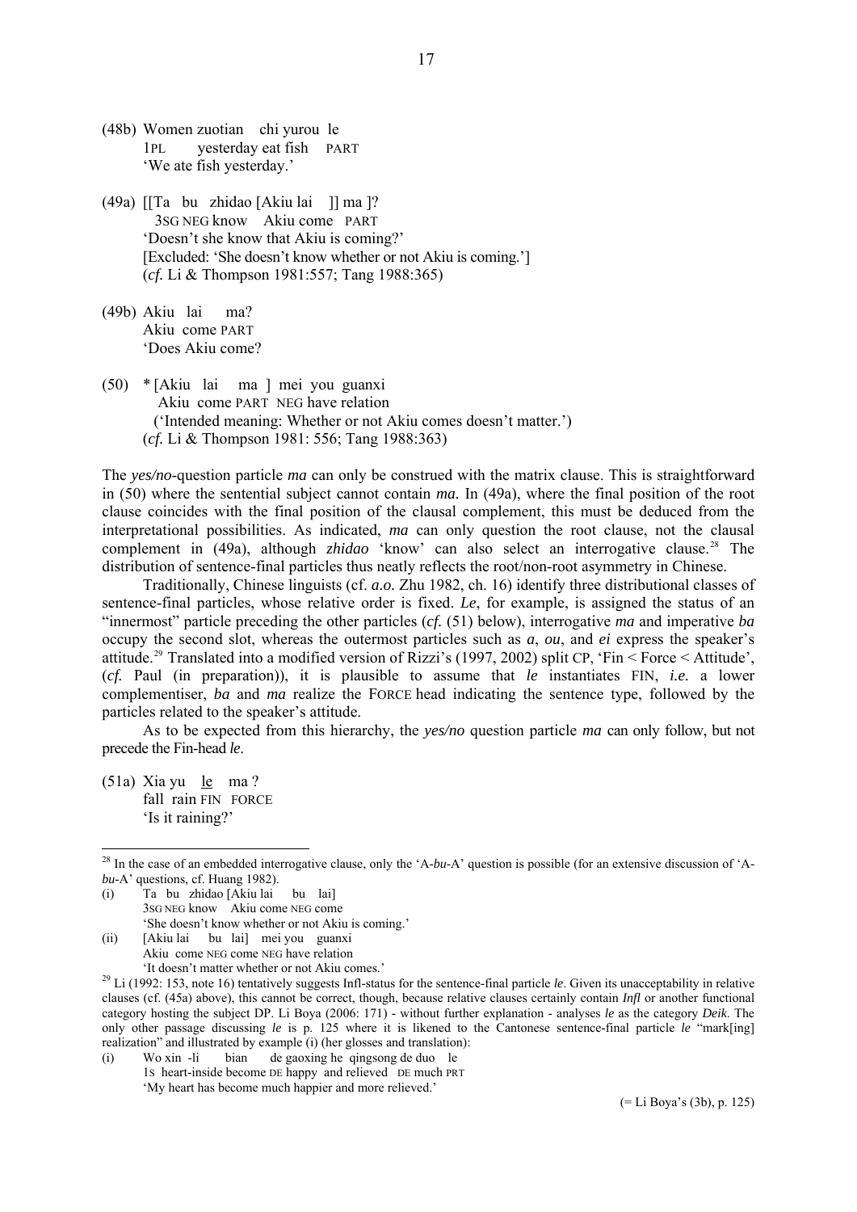(48b) Women zuotian chi yurou le
1PL yesterday eat fish PART
'We ate fish yesterday.'

(49a) [[Ta bu zhidao [Akiu lai ]] ma ]?
3SG NEG know Akiu come PART
'Doesn't she know that Akiu is coming?'
[Excluded: 'She doesn't know whether or not Akiu is coming.']
(*cf.* Li & Thompson 1981:557; Tang 1988:365)

(49b) Akiu lai ma?
Akiu come PART
'Does Akiu come?

(50) * [Akiu lai ma ] mei you guanxi
Akiu come PART NEG have relation
('Intended meaning: Whether or not Akiu comes doesn't matter.')
(*cf.* Li & Thompson 1981: 556; Tang 1988:363)

The *yes/no*-question particle *ma* can only be construed with the matrix clause. This is straightforward in (50) where the sentential subject cannot contain *ma*. In (49a), where the final position of the root clause coincides with the final position of the clausal complement, this must be deduced from the interpretational possibilities. As indicated, *ma* can only question the root clause, not the clausal complement in (49a), although *zhidao* 'know' can also select an interrogative clause.[28] The distribution of sentence-final particles thus neatly reflects the root/non-root asymmetry in Chinese.

Traditionally, Chinese linguists (cf. *a.o.* Zhu 1982, ch. 16) identify three distributional classes of sentence-final particles, whose relative order is fixed. *Le*, for example, is assigned the status of an "innermost" particle preceding the other particles (*cf.* (51) below), interrogative *ma* and imperative *ba* occupy the second slot, whereas the outermost particles such as *a*, *ou*, and *ei* express the speaker's attitude.[29] Translated into a modified version of Rizzi's (1997, 2002) split CP, 'Fin < Force < Attitude', (*cf.* Paul (in preparation)), it is plausible to assume that *le* instantiates FIN, *i.e.* a lower complementiser, *ba* and *ma* realize the FORCE head indicating the sentence type, followed by the particles related to the speaker's attitude.

As to be expected from this hierarchy, the *yes/no* question particle *ma* can only follow, but not precede the Fin-head *le*.

(51a) Xia yu le ma ?
fall rain FIN FORCE
'Is it raining?'

---

[28] In the case of an embedded interrogative clause, only the 'A-*bu*-A' question is possible (for an extensive discussion of 'A-*bu*-A' questions, cf. Huang 1982).

(i) Ta bu zhidao [Akiu lai bu lai]
3SG NEG know Akiu come NEG come
'She doesn't know whether or not Akiu is coming.'

(ii) [Akiu lai bu lai] mei you guanxi
Akiu come NEG come NEG have relation
'It doesn't matter whether or not Akiu comes.'

[29] Li (1992: 153, note 16) tentatively suggests Infl-status for the sentence-final particle *le*. Given its unacceptability in relative clauses (cf. (45a) above), this cannot be correct, though, because relative clauses certainly contain *Infl* or another functional category hosting the subject DP. Li Boya (2006: 171) - without further explanation - analyses *le* as the category *Deik*. The only other passage discussing *le* is p. 125 where it is likened to the Cantonese sentence-final particle *le* "mark[ing] realization" and illustrated by example (i) (her glosses and translation):

(i) Wo xin -li bian de gaoxing he qingsong de duo le
1S heart-inside become DE happy and relieved DE much PRT
'My heart has become much happier and more relieved.'

(= Li Boya's (3b), p. 125)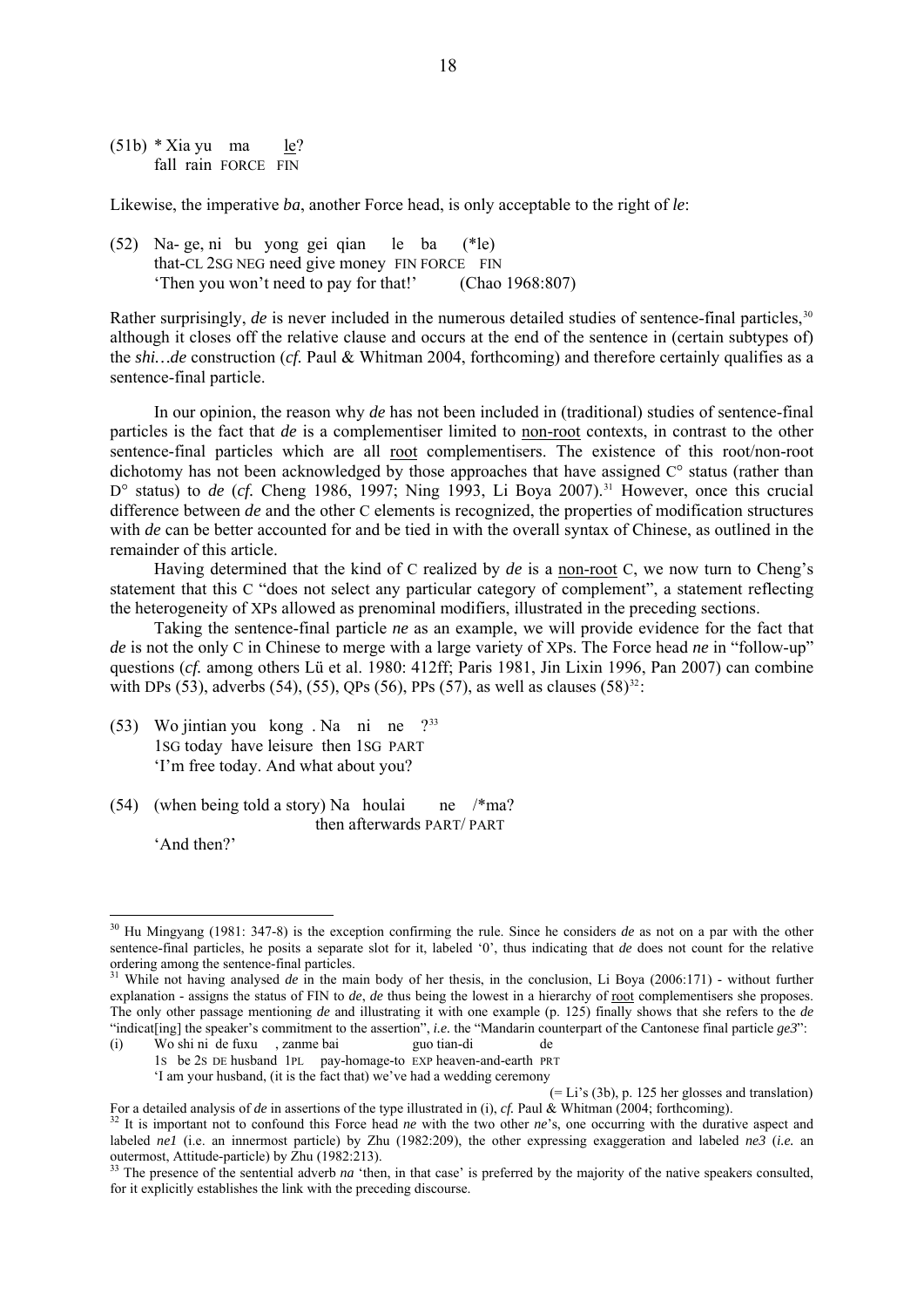(51b) * Xia yu ma <u>le</u>?
fall rain FORCE FIN

Likewise, the imperative *ba*, another Force head, is only acceptable to the right of *le*:

(52) Na- ge, ni bu yong gei qian le ba (*le)
that-CL 2SG NEG need give money FIN FORCE FIN
'Then you won't need to pay for that!' (Chao 1968:807)

Rather surprisingly, *de* is never included in the numerous detailed studies of sentence-final particles,[30] although it closes off the relative clause and occurs at the end of the sentence in (certain subtypes of) the *shi…de* construction (*cf.* Paul & Whitman 2004, forthcoming) and therefore certainly qualifies as a sentence-final particle.

In our opinion, the reason why *de* has not been included in (traditional) studies of sentence-final particles is the fact that *de* is a complementiser limited to <u>non-root</u> contexts, in contrast to the other sentence-final particles which are all <u>root</u> complementisers. The existence of this root/non-root dichotomy has not been acknowledged by those approaches that have assigned C° status (rather than D° status) to *de* (*cf.* Cheng 1986, 1997; Ning 1993, Li Boya 2007).[31] However, once this crucial difference between *de* and the other C elements is recognized, the properties of modification structures with *de* can be better accounted for and be tied in with the overall syntax of Chinese, as outlined in the remainder of this article.

Having determined that the kind of C realized by *de* is a <u>non-root</u> C, we now turn to Cheng's statement that this C "does not select any particular category of complement", a statement reflecting the heterogeneity of XPs allowed as prenominal modifiers, illustrated in the preceding sections.

Taking the sentence-final particle *ne* as an example, we will provide evidence for the fact that *de* is not the only C in Chinese to merge with a large variety of XPs. The Force head *ne* in "follow-up" questions (*cf.* among others Lü et al. 1980: 412ff; Paris 1981, Jin Lixin 1996, Pan 2007) can combine with DPs (53), adverbs (54), (55), QPs (56), PPs (57), as well as clauses (58)[32]:

(53) Wo jintian you kong . Na ni ne ?[33]
1SG today have leisure then 1SG PART
'I'm free today. And what about you?

(54) (when being told a story) Na houlai ne /*ma?
then afterwards PART/ PART
'And then?'

---

[30] Hu Mingyang (1981: 347-8) is the exception confirming the rule. Since he considers *de* as not on a par with the other sentence-final particles, he posits a separate slot for it, labeled '0', thus indicating that *de* does not count for the relative ordering among the sentence-final particles.

[31] While not having analysed *de* in the main body of her thesis, in the conclusion, Li Boya (2006:171) - without further explanation - assigns the status of FIN to *de*, *de* thus being the lowest in a hierarchy of <u>root</u> complementisers she proposes. The only other passage mentioning *de* and illustrating it with one example (p. 125) finally shows that she refers to the *de* "indicat[ing] the speaker's commitment to the assertion", *i.e.* the "Mandarin counterpart of the Cantonese final particle *ge3*":

(i) Wo shi ni de fuxu , zanme bai guo tian-di de
1S be 2S DE husband 1PL pay-homage-to EXP heaven-and-earth PRT
'I am your husband, (it is the fact that) we've had a wedding ceremony
(= Li's (3b), p. 125 her glosses and translation)

For a detailed analysis of *de* in assertions of the type illustrated in (i), *cf.* Paul & Whitman (2004; forthcoming).

[32] It is important not to confound this Force head *ne* with the two other *ne*'s, one occurring with the durative aspect and labeled *ne1* (i.e. an innermost particle) by Zhu (1982:209), the other expressing exaggeration and labeled *ne3* (*i.e.* an outermost, Attitude-particle) by Zhu (1982:213).

[33] The presence of the sentential adverb *na* 'then, in that case' is preferred by the majority of the native speakers consulted, for it explicitly establishes the link with the preceding discourse.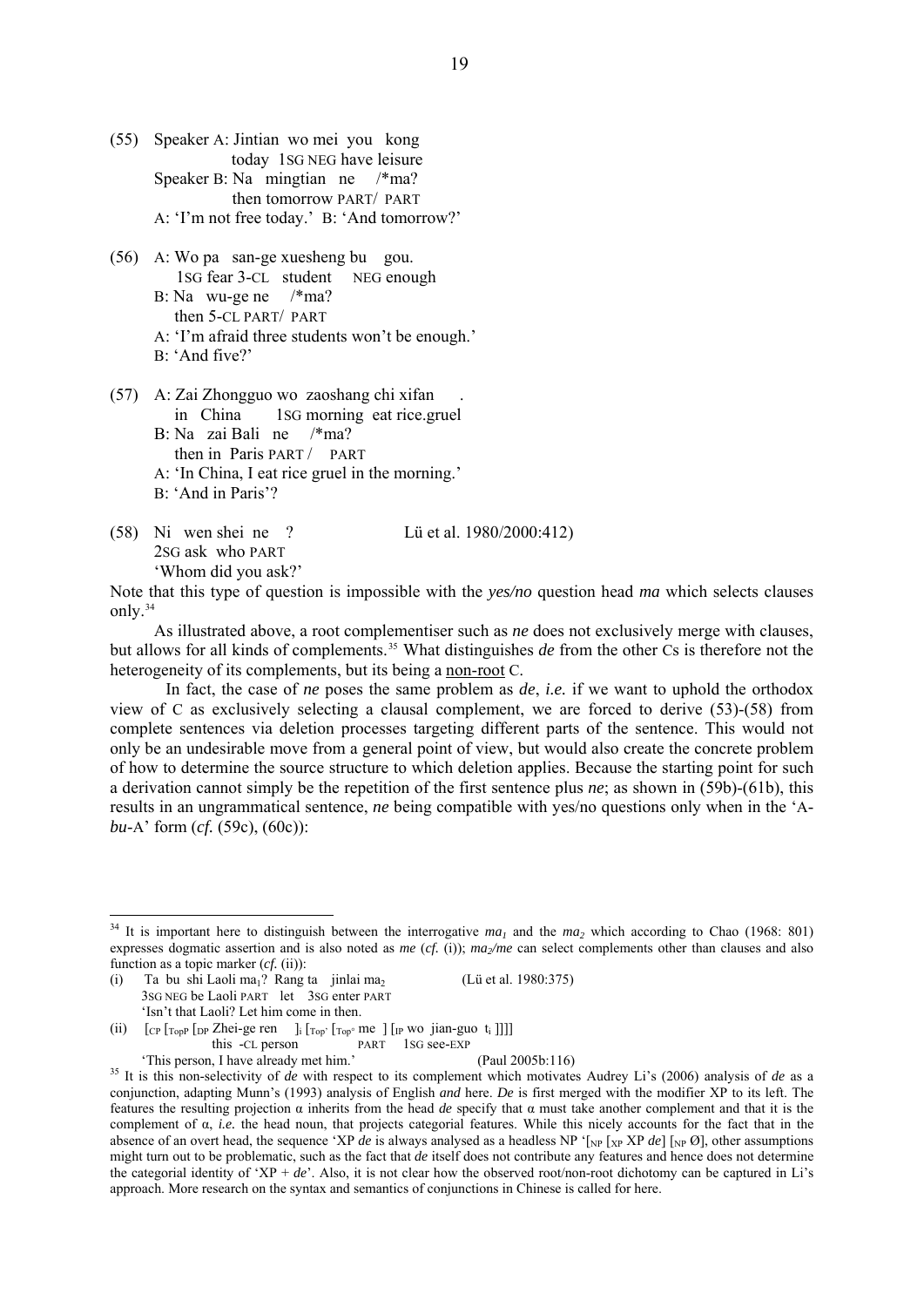(55) Speaker A: Jintian wo mei you kong
today 1SG NEG have leisure
Speaker B: Na mingtian ne /*ma?
then tomorrow PART/ PART
A: 'I'm not free today.' B: 'And tomorrow?'

(56) A: Wo pa san-ge xuesheng bu gou.
1SG fear 3-CL student NEG enough
B: Na wu-ge ne /*ma?
then 5-CL PART/ PART
A: 'I'm afraid three students won't be enough.'
B: 'And five?'

(57) A: Zai Zhongguo wo zaoshang chi xifan .
in China 1SG morning eat rice.gruel
B: Na zai Bali ne /*ma?
then in Paris PART / PART
A: 'In China, I eat rice gruel in the morning.'
B: 'And in Paris'?

(58) Ni wen shei ne ? Lü et al. 1980/2000:412)
2SG ask who PART
'Whom did you ask?'

Note that this type of question is impossible with the *yes/no* question head *ma* which selects clauses only.[34]

As illustrated above, a root complementiser such as *ne* does not exclusively merge with clauses, but allows for all kinds of complements.[35] What distinguishes *de* from the other Cs is therefore not the heterogeneity of its complements, but its being a <u>non-root</u> C.

In fact, the case of *ne* poses the same problem as *de*, *i.e.* if we want to uphold the orthodox view of C as exclusively selecting a clausal complement, we are forced to derive (53)-(58) from complete sentences via deletion processes targeting different parts of the sentence. This would not only be an undesirable move from a general point of view, but would also create the concrete problem of how to determine the source structure to which deletion applies. Because the starting point for such a derivation cannot simply be the repetition of the first sentence plus *ne*; as shown in (59b)-(61b), this results in an ungrammatical sentence, *ne* being compatible with yes/no questions only when in the 'A-*bu*-A' form (*cf.* (59c), (60c)):

---

[34] It is important here to distinguish between the interrogative $ma_1$ and the $ma_2$ which according to Chao (1968: 801) expresses dogmatic assertion and is also noted as *me* (*cf.* (i)); $ma_2$/*me* can select complements other than clauses and also function as a topic marker (*cf.* (ii)):

(i) Ta bu shi Laoli $ma_1$? Rang ta jinlai $ma_2$ (Lü et al. 1980:375)
3SG NEG be Laoli PART let 3SG enter PART
'Isn't that Laoli? Let him come in then.

(ii) [CP [TopP [DP Zhei-ge ren ]i [Top' [Top° me ] [IP wo jian-guo ti ]]]]
this -CL person PART 1SG see-EXP
'This person, I have already met him.' (Paul 2005b:116)

[35] It is this non-selectivity of *de* with respect to its complement which motivates Audrey Li's (2006) analysis of *de* as a conjunction, adapting Munn's (1993) analysis of English *and* here. *De* is first merged with the modifier XP to its left. The features the resulting projection α inherits from the head *de* specify that α must take another complement and that it is the complement of α, *i.e.* the head noun, that projects categorial features. While this nicely accounts for the fact that in the absence of an overt head, the sequence 'XP *de* is always analysed as a headless NP '[NP [XP XP *de*] [NP Ø], other assumptions might turn out to be problematic, such as the fact that *de* itself does not contribute any features and hence does not determine the categorial identity of 'XP + *de*'. Also, it is not clear how the observed root/non-root dichotomy can be captured in Li's approach. More research on the syntax and semantics of conjunctions in Chinese is called for here.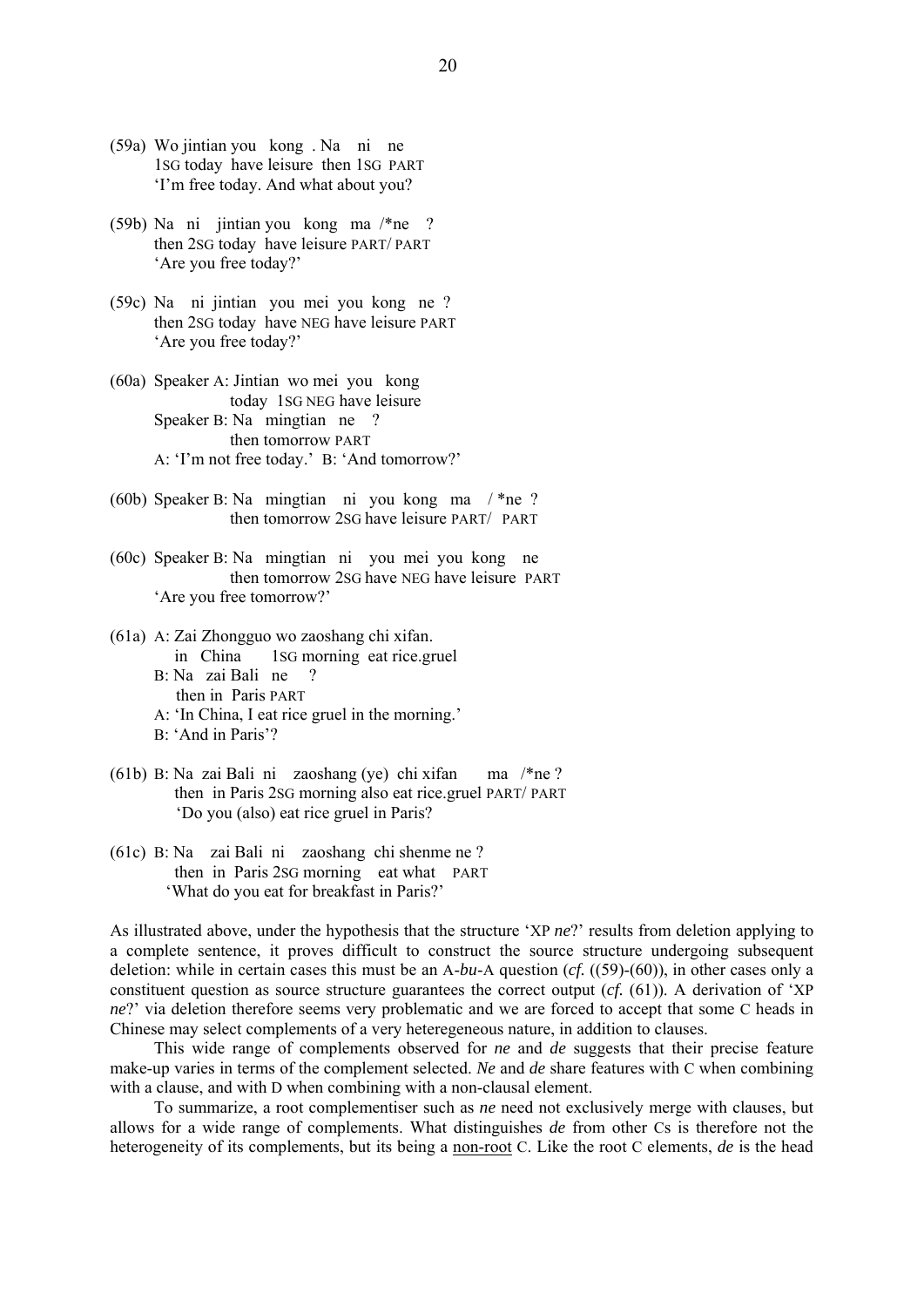(59a) Wo jintian you kong . Na ni ne
1SG today have leisure then 1SG PART
'I'm free today. And what about you?

(59b) Na ni jintian you kong ma /*ne ?
then 2SG today have leisure PART/ PART
'Are you free today?'

(59c) Na ni jintian you mei you kong ne ?
then 2SG today have NEG have leisure PART
'Are you free today?'

(60a) Speaker A: Jintian wo mei you kong
today 1SG NEG have leisure
Speaker B: Na mingtian ne ?
then tomorrow PART
A: 'I'm not free today.' B: 'And tomorrow?'

(60b) Speaker B: Na mingtian ni you kong ma / *ne ?
then tomorrow 2SG have leisure PART/ PART

(60c) Speaker B: Na mingtian ni you mei you kong ne
then tomorrow 2SG have NEG have leisure PART
'Are you free tomorrow?'

(61a) A: Zai Zhongguo wo zaoshang chi xifan.
in China 1SG morning eat rice.gruel
B: Na zai Bali ne ?
then in Paris PART
A: 'In China, I eat rice gruel in the morning.'
B: 'And in Paris'?

(61b) B: Na zai Bali ni zaoshang (ye) chi xifan ma /*ne ?
then in Paris 2SG morning also eat rice.gruel PART/ PART
'Do you (also) eat rice gruel in Paris?

(61c) B: Na zai Bali ni zaoshang chi shenme ne ?
then in Paris 2SG morning eat what PART
'What do you eat for breakfast in Paris?'

As illustrated above, under the hypothesis that the structure 'XP *ne*?' results from deletion applying to a complete sentence, it proves difficult to construct the source structure undergoing subsequent deletion: while in certain cases this must be an A-*bu*-A question (*cf.* ((59)-(60)), in other cases only a constituent question as source structure guarantees the correct output (*cf.* (61)). A derivation of 'XP *ne*?' via deletion therefore seems very problematic and we are forced to accept that some C heads in Chinese may select complements of a very heteregeneous nature, in addition to clauses.

This wide range of complements observed for *ne* and *de* suggests that their precise feature make-up varies in terms of the complement selected. *Ne* and *de* share features with C when combining with a clause, and with D when combining with a non-clausal element.

To summarize, a root complementiser such as *ne* need not exclusively merge with clauses, but allows for a wide range of complements. What distinguishes *de* from other Cs is therefore not the heterogeneity of its complements, but its being a <u>non-root</u> C. Like the root C elements, *de* is the head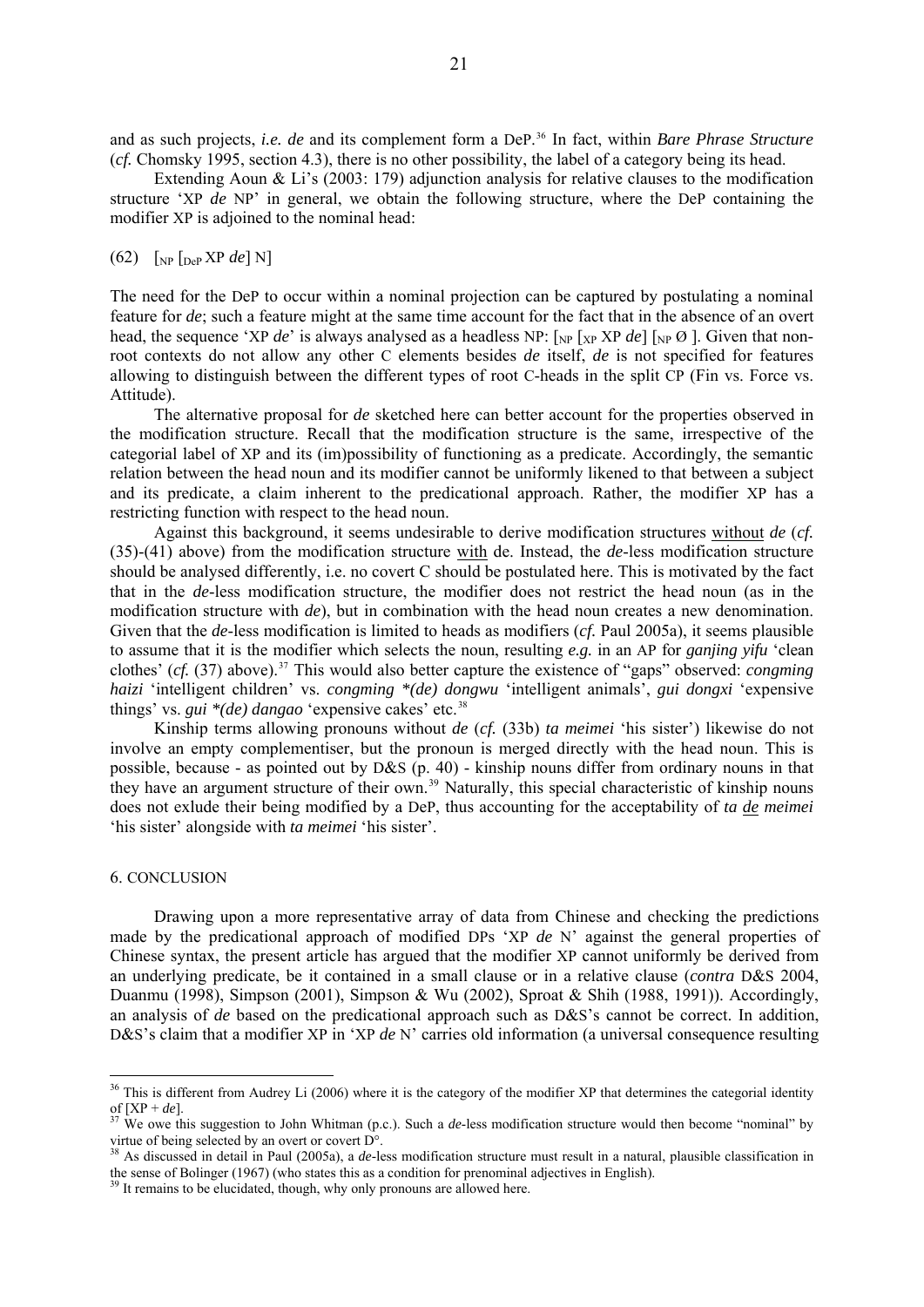and as such projects, *i.e. de* and its complement form a DeP.[36] In fact, within *Bare Phrase Structure* (*cf.* Chomsky 1995, section 4.3), there is no other possibility, the label of a category being its head.

Extending Aoun & Li's (2003: 179) adjunction analysis for relative clauses to the modification structure 'XP *de* NP' in general, we obtain the following structure, where the DeP containing the modifier XP is adjoined to the nominal head:

(62) $[_{NP}$ $[_{DeP}$ XP *de*] N]

The need for the DeP to occur within a nominal projection can be captured by postulating a nominal feature for *de*; such a feature might at the same time account for the fact that in the absence of an overt head, the sequence 'XP *de*' is always analysed as a headless NP: $[_{NP}$ $[_{XP}$ XP *de*] $[_{NP}$ Ø ]. Given that non-root contexts do not allow any other C elements besides *de* itself, *de* is not specified for features allowing to distinguish between the different types of root C-heads in the split CP (Fin vs. Force vs. Attitude).

The alternative proposal for *de* sketched here can better account for the properties observed in the modification structure. Recall that the modification structure is the same, irrespective of the categorial label of XP and its (im)possibility of functioning as a predicate. Accordingly, the semantic relation between the head noun and its modifier cannot be uniformly likened to that between a subject and its predicate, a claim inherent to the predicational approach. Rather, the modifier XP has a restricting function with respect to the head noun.

Against this background, it seems undesirable to derive modification structures without *de* (*cf.* (35)-(41) above) from the modification structure with de. Instead, the *de*-less modification structure should be analysed differently, i.e. no covert C should be postulated here. This is motivated by the fact that in the *de*-less modification structure, the modifier does not restrict the head noun (as in the modification structure with *de*), but in combination with the head noun creates a new denomination. Given that the *de*-less modification is limited to heads as modifiers (*cf.* Paul 2005a), it seems plausible to assume that it is the modifier which selects the noun, resulting *e.g.* in an AP for *ganjing yifu* 'clean clothes' (*cf.* (37) above).[37] This would also better capture the existence of "gaps" observed: *congming haizi* 'intelligent children' vs. *congming *(de) dongwu* 'intelligent animals', *gui dongxi* 'expensive things' vs. *gui *(de) dangao* 'expensive cakes' etc.[38]

Kinship terms allowing pronouns without *de* (*cf.* (33b) *ta meimei* 'his sister') likewise do not involve an empty complementiser, but the pronoun is merged directly with the head noun. This is possible, because - as pointed out by D&S (p. 40) - kinship nouns differ from ordinary nouns in that they have an argument structure of their own.[39] Naturally, this special characteristic of kinship nouns does not exlude their being modified by a DeP, thus accounting for the acceptability of *ta de meimei* 'his sister' alongside with *ta meimei* 'his sister'.

## 6. CONCLUSION

Drawing upon a more representative array of data from Chinese and checking the predictions made by the predicational approach of modified DPs 'XP *de* N' against the general properties of Chinese syntax, the present article has argued that the modifier XP cannot uniformly be derived from an underlying predicate, be it contained in a small clause or in a relative clause (*contra* D&S 2004, Duanmu (1998), Simpson (2001), Simpson & Wu (2002), Sproat & Shih (1988, 1991)). Accordingly, an analysis of *de* based on the predicational approach such as D&S's cannot be correct. In addition, D&S's claim that a modifier XP in 'XP *de* N' carries old information (a universal consequence resulting

---

[36] This is different from Audrey Li (2006) where it is the category of the modifier XP that determines the categorial identity of [XP + *de*].

[37] We owe this suggestion to John Whitman (p.c.). Such a *de*-less modification structure would then become "nominal" by virtue of being selected by an overt or covert D°.

[38] As discussed in detail in Paul (2005a), a *de*-less modification structure must result in a natural, plausible classification in the sense of Bolinger (1967) (who states this as a condition for prenominal adjectives in English).

[39] It remains to be elucidated, though, why only pronouns are allowed here.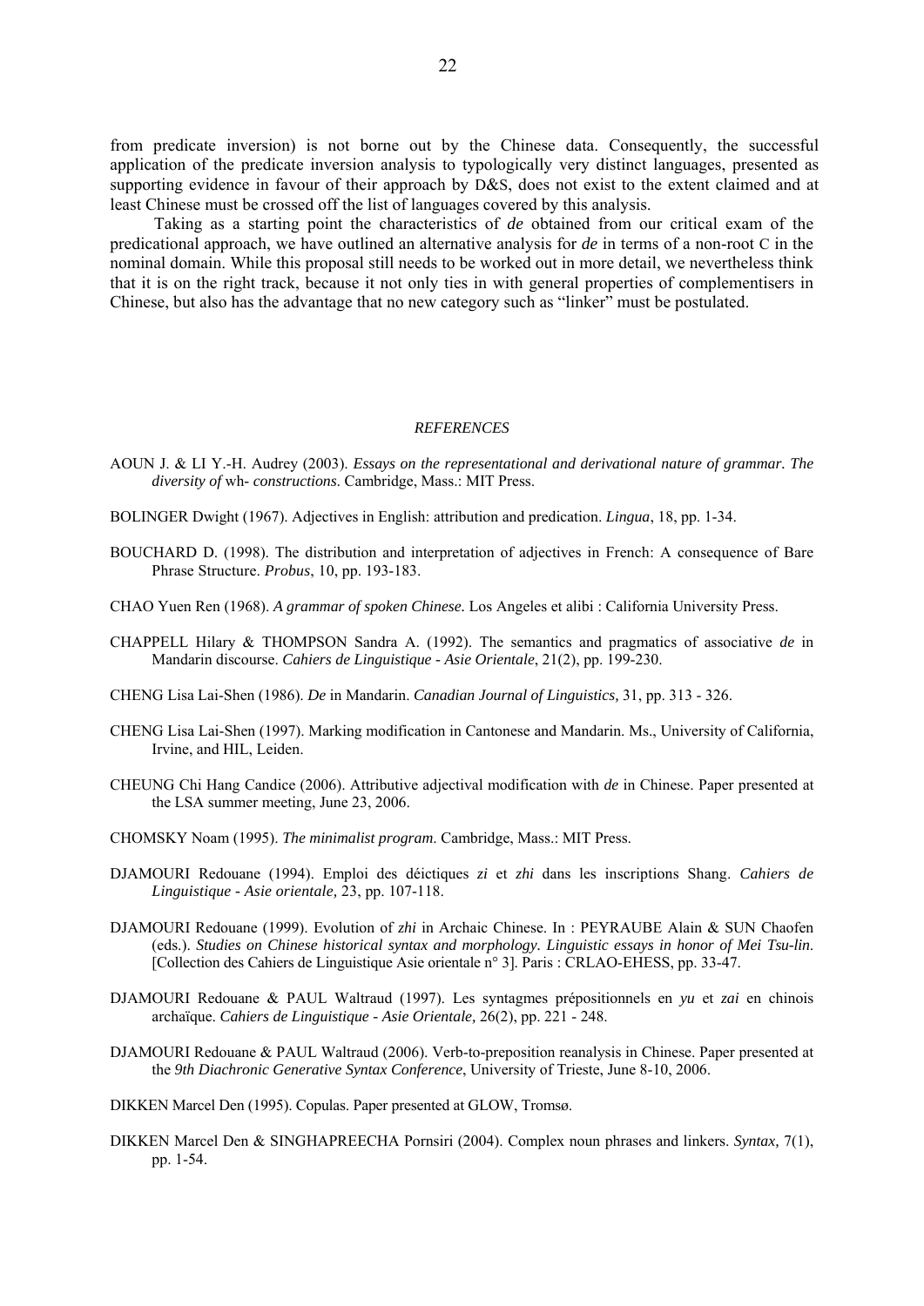from predicate inversion) is not borne out by the Chinese data. Consequently, the successful application of the predicate inversion analysis to typologically very distinct languages, presented as supporting evidence in favour of their approach by D&S, does not exist to the extent claimed and at least Chinese must be crossed off the list of languages covered by this analysis.

Taking as a starting point the characteristics of *de* obtained from our critical exam of the predicational approach, we have outlined an alternative analysis for *de* in terms of a non-root C in the nominal domain. While this proposal still needs to be worked out in more detail, we nevertheless think that it is on the right track, because it not only ties in with general properties of complementisers in Chinese, but also has the advantage that no new category such as "linker" must be postulated.

*REFERENCES*

AOUN J. & LI Y.-H. Audrey (2003). *Essays on the representational and derivational nature of grammar. The diversity of* wh- *constructions*. Cambridge, Mass.: MIT Press.

BOLINGER Dwight (1967). Adjectives in English: attribution and predication. *Lingua*, 18, pp. 1-34.

BOUCHARD D. (1998). The distribution and interpretation of adjectives in French: A consequence of Bare Phrase Structure. *Probus*, 10, pp. 193-183.

CHAO Yuen Ren (1968). *A grammar of spoken Chinese.* Los Angeles et alibi : California University Press.

CHAPPELL Hilary & THOMPSON Sandra A. (1992). The semantics and pragmatics of associative *de* in Mandarin discourse. *Cahiers de Linguistique - Asie Orientale*, 21(2), pp. 199-230.

CHENG Lisa Lai-Shen (1986). *De* in Mandarin. *Canadian Journal of Linguistics,* 31, pp. 313 - 326.

CHENG Lisa Lai-Shen (1997). Marking modification in Cantonese and Mandarin. Ms., University of California, Irvine, and HIL, Leiden.

CHEUNG Chi Hang Candice (2006). Attributive adjectival modification with *de* in Chinese. Paper presented at the LSA summer meeting, June 23, 2006.

CHOMSKY Noam (1995). *The minimalist program*. Cambridge, Mass.: MIT Press.

DJAMOURI Redouane (1994). Emploi des déictiques *zi* et *zhi* dans les inscriptions Shang. *Cahiers de Linguistique - Asie orientale,* 23, pp. 107-118.

DJAMOURI Redouane (1999). Evolution of *zhi* in Archaic Chinese. In : PEYRAUBE Alain & SUN Chaofen (eds.). *Studies on Chinese historical syntax and morphology. Linguistic essays in honor of Mei Tsu-lin*. [Collection des Cahiers de Linguistique Asie orientale n° 3]. Paris : CRLAO-EHESS, pp. 33-47.

DJAMOURI Redouane & PAUL Waltraud (1997). Les syntagmes prépositionnels en *yu* et *zai* en chinois archaïque. *Cahiers de Linguistique - Asie Orientale,* 26(2), pp. 221 - 248.

DJAMOURI Redouane & PAUL Waltraud (2006). Verb-to-preposition reanalysis in Chinese. Paper presented at the *9th Diachronic Generative Syntax Conference*, University of Trieste, June 8-10, 2006.

DIKKEN Marcel Den (1995). Copulas. Paper presented at GLOW, Tromsø.

DIKKEN Marcel Den & SINGHAPREECHA Pornsiri (2004). Complex noun phrases and linkers. *Syntax,* 7(1), pp. 1-54.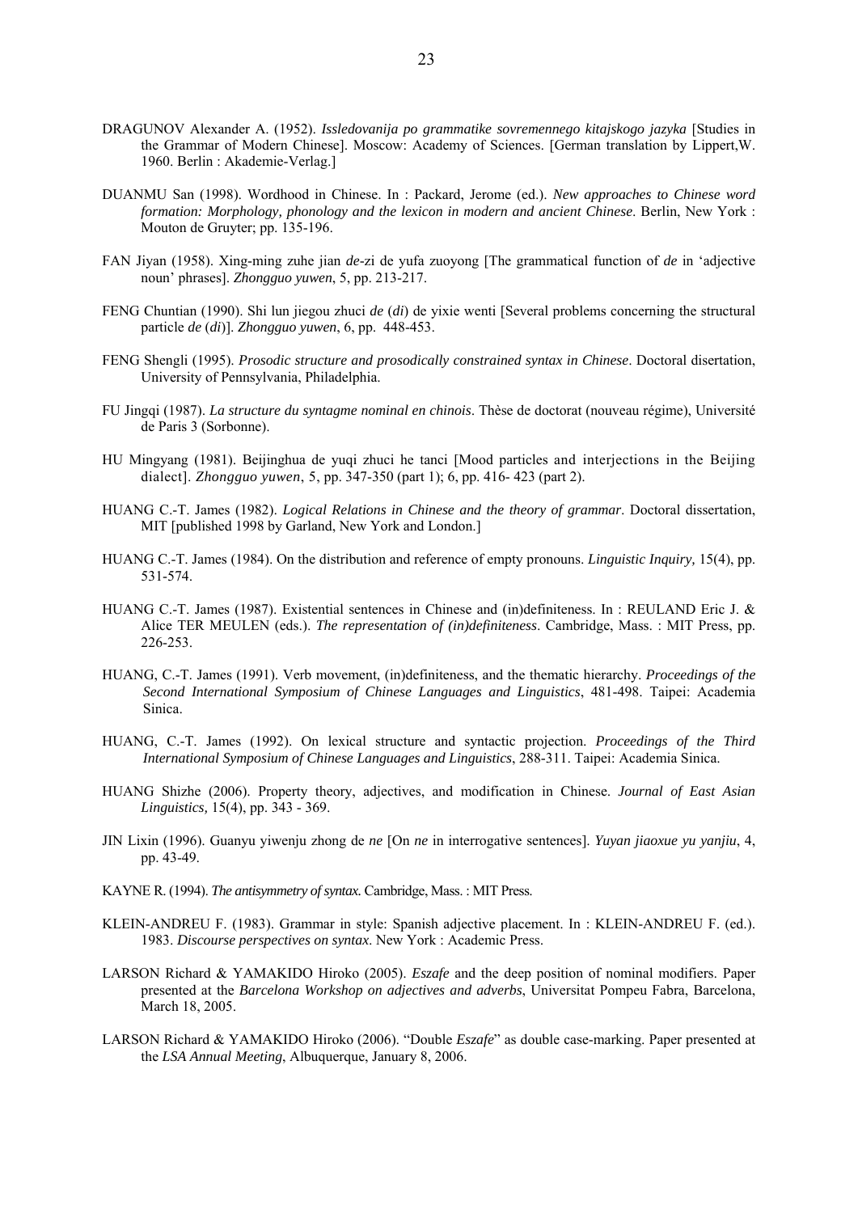DRAGUNOV Alexander A. (1952). *Issledovanija po grammatike sovremennego kitajskogo jazyka* [Studies in the Grammar of Modern Chinese]. Moscow: Academy of Sciences. [German translation by Lippert,W. 1960. Berlin : Akademie-Verlag.]

DUANMU San (1998). Wordhood in Chinese. In : Packard, Jerome (ed.). *New approaches to Chinese word formation: Morphology, phonology and the lexicon in modern and ancient Chinese*. Berlin, New York : Mouton de Gruyter; pp. 135-196.

FAN Jiyan (1958). Xing-ming zuhe jian *de*-zi de yufa zuoyong [The grammatical function of *de* in 'adjective noun' phrases]. *Zhongguo yuwen*, 5, pp. 213-217.

FENG Chuntian (1990). Shi lun jiegou zhuci *de* (*di*) de yixie wenti [Several problems concerning the structural particle *de* (*di*)]. *Zhongguo yuwen*, 6, pp. 448-453.

FENG Shengli (1995). *Prosodic structure and prosodically constrained syntax in Chinese*. Doctoral disertation, University of Pennsylvania, Philadelphia.

FU Jingqi (1987). *La structure du syntagme nominal en chinois*. Thèse de doctorat (nouveau régime), Université de Paris 3 (Sorbonne).

HU Mingyang (1981). Beijinghua de yuqi zhuci he tanci [Mood particles and interjections in the Beijing dialect]. *Zhongguo yuwen*, 5, pp. 347-350 (part 1); 6, pp. 416- 423 (part 2).

HUANG C.-T. James (1982). *Logical Relations in Chinese and the theory of grammar*. Doctoral dissertation, MIT [published 1998 by Garland, New York and London.]

HUANG C.-T. James (1984). On the distribution and reference of empty pronouns. *Linguistic Inquiry,* 15(4), pp. 531-574.

HUANG C.-T. James (1987). Existential sentences in Chinese and (in)definiteness. In : REULAND Eric J. & Alice TER MEULEN (eds.). *The representation of (in)definiteness*. Cambridge, Mass. : MIT Press, pp. 226-253.

HUANG, C.-T. James (1991). Verb movement, (in)definiteness, and the thematic hierarchy. *Proceedings of the Second International Symposium of Chinese Languages and Linguistics*, 481-498. Taipei: Academia Sinica.

HUANG, C.-T. James (1992). On lexical structure and syntactic projection. *Proceedings of the Third International Symposium of Chinese Languages and Linguistics*, 288-311. Taipei: Academia Sinica.

HUANG Shizhe (2006). Property theory, adjectives, and modification in Chinese. *Journal of East Asian Linguistics,* 15(4), pp. 343 - 369.

JIN Lixin (1996). Guanyu yiwenju zhong de *ne* [On *ne* in interrogative sentences]. *Yuyan jiaoxue yu yanjiu*, 4, pp. 43-49.

KAYNE R. (1994). *The antisymmetry of syntax*. Cambridge, Mass. : MIT Press.

KLEIN-ANDREU F. (1983). Grammar in style: Spanish adjective placement. In : KLEIN-ANDREU F. (ed.). 1983. *Discourse perspectives on syntax*. New York : Academic Press.

LARSON Richard & YAMAKIDO Hiroko (2005). *Eszafe* and the deep position of nominal modifiers. Paper presented at the *Barcelona Workshop on adjectives and adverbs*, Universitat Pompeu Fabra, Barcelona, March 18, 2005.

LARSON Richard & YAMAKIDO Hiroko (2006). "Double *Eszafe*" as double case-marking. Paper presented at the *LSA Annual Meeting*, Albuquerque, January 8, 2006.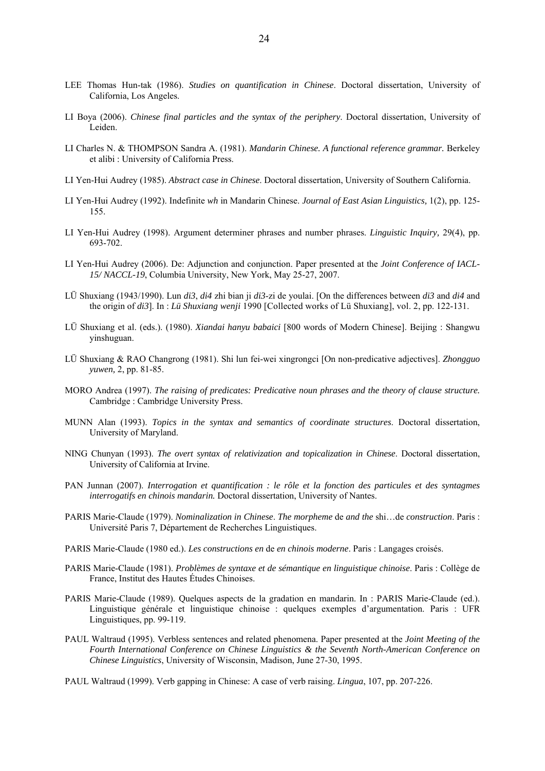LEE Thomas Hun-tak (1986). *Studies on quantification in Chinese*. Doctoral dissertation, University of California, Los Angeles.

LI Boya (2006). *Chinese final particles and the syntax of the periphery*. Doctoral dissertation, University of Leiden.

LI Charles N. & THOMPSON Sandra A. (1981). *Mandarin Chinese. A functional reference grammar*. Berkeley et alibi : University of California Press.

LI Yen-Hui Audrey (1985). *Abstract case in Chinese*. Doctoral dissertation, University of Southern California.

LI Yen-Hui Audrey (1992). Indefinite *wh* in Mandarin Chinese. *Journal of East Asian Linguistics,* 1(2), pp. 125-155.

LI Yen-Hui Audrey (1998). Argument determiner phrases and number phrases. *Linguistic Inquiry,* 29(4), pp. 693-702.

LI Yen-Hui Audrey (2006). De: Adjunction and conjunction. Paper presented at the *Joint Conference of IACL-15/ NACCL-19*, Columbia University, New York, May 25-27, 2007.

LÜ Shuxiang (1943/1990). Lun *di3*, *di4* zhi bian ji *di3*-zi de youlai. [On the differences between *di3* and *di4* and the origin of *di3*]. In : *Lü Shuxiang wenji* 1990 [Collected works of Lü Shuxiang], vol. 2, pp. 122-131.

LÜ Shuxiang et al. (eds.). (1980). *Xiandai hanyu babaici* [800 words of Modern Chinese]. Beijing : Shangwu yinshuguan.

LÜ Shuxiang & RAO Changrong (1981). Shi lun fei-wei xingrongci [On non-predicative adjectives]. *Zhongguo yuwen,* 2, pp. 81-85.

MORO Andrea (1997). *The raising of predicates: Predicative noun phrases and the theory of clause structure.* Cambridge : Cambridge University Press.

MUNN Alan (1993). *Topics in the syntax and semantics of coordinate structures*. Doctoral dissertation, University of Maryland.

NING Chunyan (1993). *The overt syntax of relativization and topicalization in Chinese*. Doctoral dissertation, University of California at Irvine.

PAN Junnan (2007). *Interrogation et quantification : le rôle et la fonction des particules et des syntagmes interrogatifs en chinois mandarin.* Doctoral dissertation, University of Nantes.

PARIS Marie-Claude (1979). *Nominalization in Chinese*. *The morpheme* de *and the* shi…de *construction*. Paris : Université Paris 7, Département de Recherches Linguistiques.

PARIS Marie-Claude (1980 ed.). *Les constructions en* de *en chinois moderne*. Paris : Langages croisés.

PARIS Marie-Claude (1981). *Problèmes de syntaxe et de sémantique en linguistique chinoise*. Paris : Collège de France, Institut des Hautes Études Chinoises.

PARIS Marie-Claude (1989). Quelques aspects de la gradation en mandarin. In : PARIS Marie-Claude (ed.). Linguistique générale et linguistique chinoise : quelques exemples d'argumentation. Paris : UFR Linguistiques, pp. 99-119.

PAUL Waltraud (1995). Verbless sentences and related phenomena. Paper presented at the *Joint Meeting of the Fourth International Conference on Chinese Linguistics & the Seventh North-American Conference on Chinese Linguistics*, University of Wisconsin, Madison, June 27-30, 1995.

PAUL Waltraud (1999). Verb gapping in Chinese: A case of verb raising. *Lingua*, 107, pp. 207-226.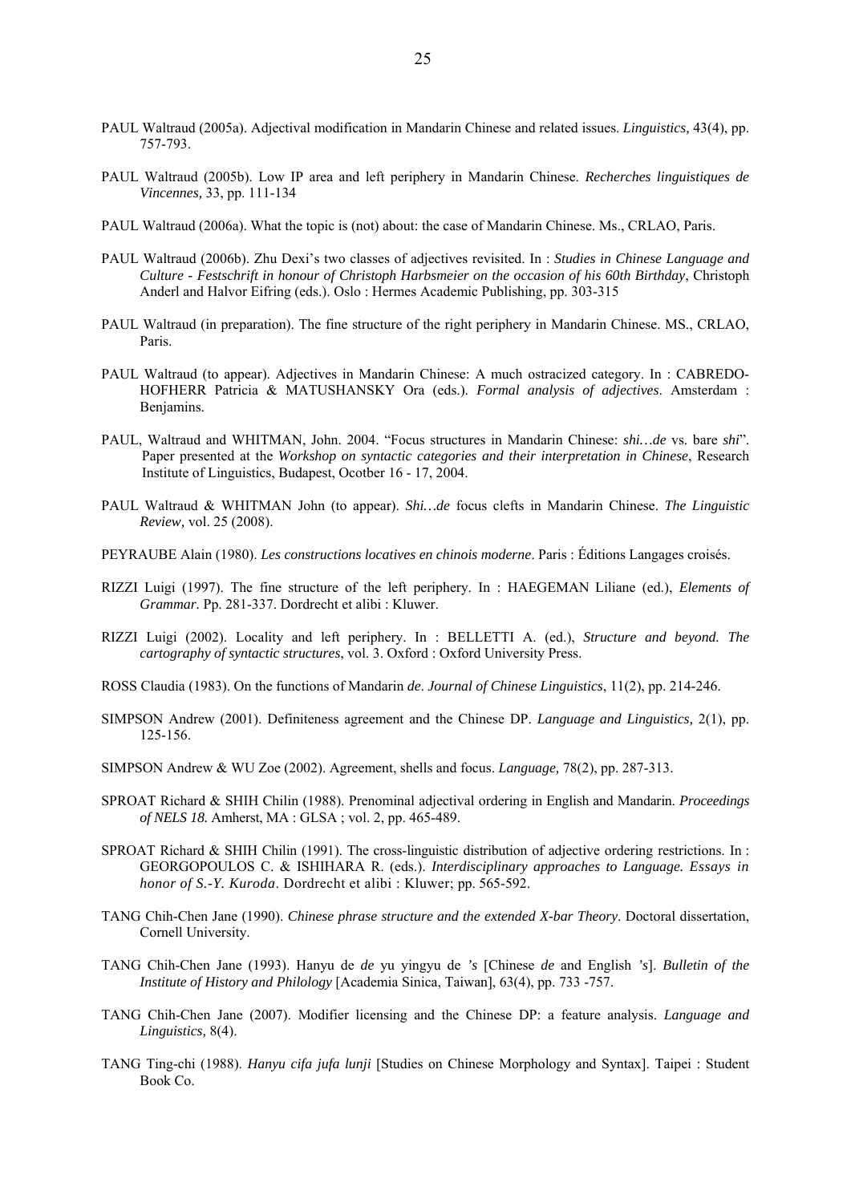PAUL Waltraud (2005a). Adjectival modification in Mandarin Chinese and related issues. *Linguistics,* 43(4), pp. 757-793.

PAUL Waltraud (2005b). Low IP area and left periphery in Mandarin Chinese. *Recherches linguistiques de Vincennes,* 33, pp. 111-134

PAUL Waltraud (2006a). What the topic is (not) about: the case of Mandarin Chinese. Ms., CRLAO, Paris.

PAUL Waltraud (2006b). Zhu Dexi's two classes of adjectives revisited. In : *Studies in Chinese Language and Culture - Festschrift in honour of Christoph Harbsmeier on the occasion of his 60th Birthday*, Christoph Anderl and Halvor Eifring (eds.). Oslo : Hermes Academic Publishing, pp. 303-315

PAUL Waltraud (in preparation). The fine structure of the right periphery in Mandarin Chinese. MS., CRLAO, Paris.

PAUL Waltraud (to appear). Adjectives in Mandarin Chinese: A much ostracized category. In : CABREDO-HOFHERR Patricia & MATUSHANSKY Ora (eds.). *Formal analysis of adjectives*. Amsterdam : Benjamins.

PAUL, Waltraud and WHITMAN, John. 2004. "Focus structures in Mandarin Chinese: *shi…de* vs. bare *shi*". Paper presented at the *Workshop on syntactic categories and their interpretation in Chinese*, Research Institute of Linguistics, Budapest, Ocotber 16 - 17, 2004.

PAUL Waltraud & WHITMAN John (to appear). *Shi…de* focus clefts in Mandarin Chinese. *The Linguistic Review,* vol. 25 (2008).

PEYRAUBE Alain (1980). *Les constructions locatives en chinois moderne*. Paris : Éditions Langages croisés.

RIZZI Luigi (1997). The fine structure of the left periphery. In : HAEGEMAN Liliane (ed.), *Elements of Grammar.* Pp. 281-337. Dordrecht et alibi : Kluwer.

RIZZI Luigi (2002). Locality and left periphery. In : BELLETTI A. (ed.), *Structure and beyond. The cartography of syntactic structures*, vol. 3. Oxford : Oxford University Press.

ROSS Claudia (1983). On the functions of Mandarin *de*. *Journal of Chinese Linguistics*, 11(2), pp. 214-246.

SIMPSON Andrew (2001). Definiteness agreement and the Chinese DP. *Language and Linguistics,* 2(1), pp. 125-156.

SIMPSON Andrew & WU Zoe (2002). Agreement, shells and focus. *Language,* 78(2), pp. 287-313.

SPROAT Richard & SHIH Chilin (1988). Prenominal adjectival ordering in English and Mandarin. *Proceedings of NELS 18.* Amherst, MA : GLSA ; vol. 2, pp. 465-489.

SPROAT Richard & SHIH Chilin (1991). The cross-linguistic distribution of adjective ordering restrictions. In : GEORGOPOULOS C. & ISHIHARA R. (eds.). *Interdisciplinary approaches to Language. Essays in honor of S.-Y. Kuroda*. Dordrecht et alibi : Kluwer; pp. 565-592.

TANG Chih-Chen Jane (1990). *Chinese phrase structure and the extended X-bar Theory*. Doctoral dissertation, Cornell University.

TANG Chih-Chen Jane (1993). Hanyu de *de* yu yingyu de *'s* [Chinese *de* and English *'s*]. *Bulletin of the Institute of History and Philology* [Academia Sinica, Taiwan], 63(4), pp. 733 -757.

TANG Chih-Chen Jane (2007). Modifier licensing and the Chinese DP: a feature analysis. *Language and Linguistics,* 8(4).

TANG Ting-chi (1988). *Hanyu cifa jufa lunji* [Studies on Chinese Morphology and Syntax]. Taipei : Student Book Co.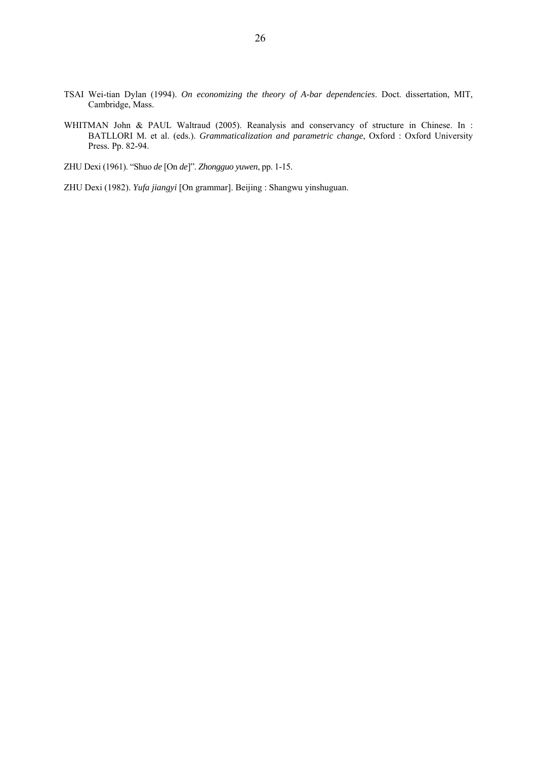TSAI Wei-tian Dylan (1994). *On economizing the theory of A-bar dependencies*. Doct. dissertation, MIT, Cambridge, Mass.

WHITMAN John & PAUL Waltraud (2005). Reanalysis and conservancy of structure in Chinese. In : BATLLORI M. et al. (eds.). *Grammaticalization and parametric change*, Oxford : Oxford University Press. Pp. 82-94.

ZHU Dexi (1961). "Shuo *de* [On *de*]". *Zhongguo yuwen*, pp. 1-15.

ZHU Dexi (1982). *Yufa jiangyi* [On grammar]. Beijing : Shangwu yinshuguan.